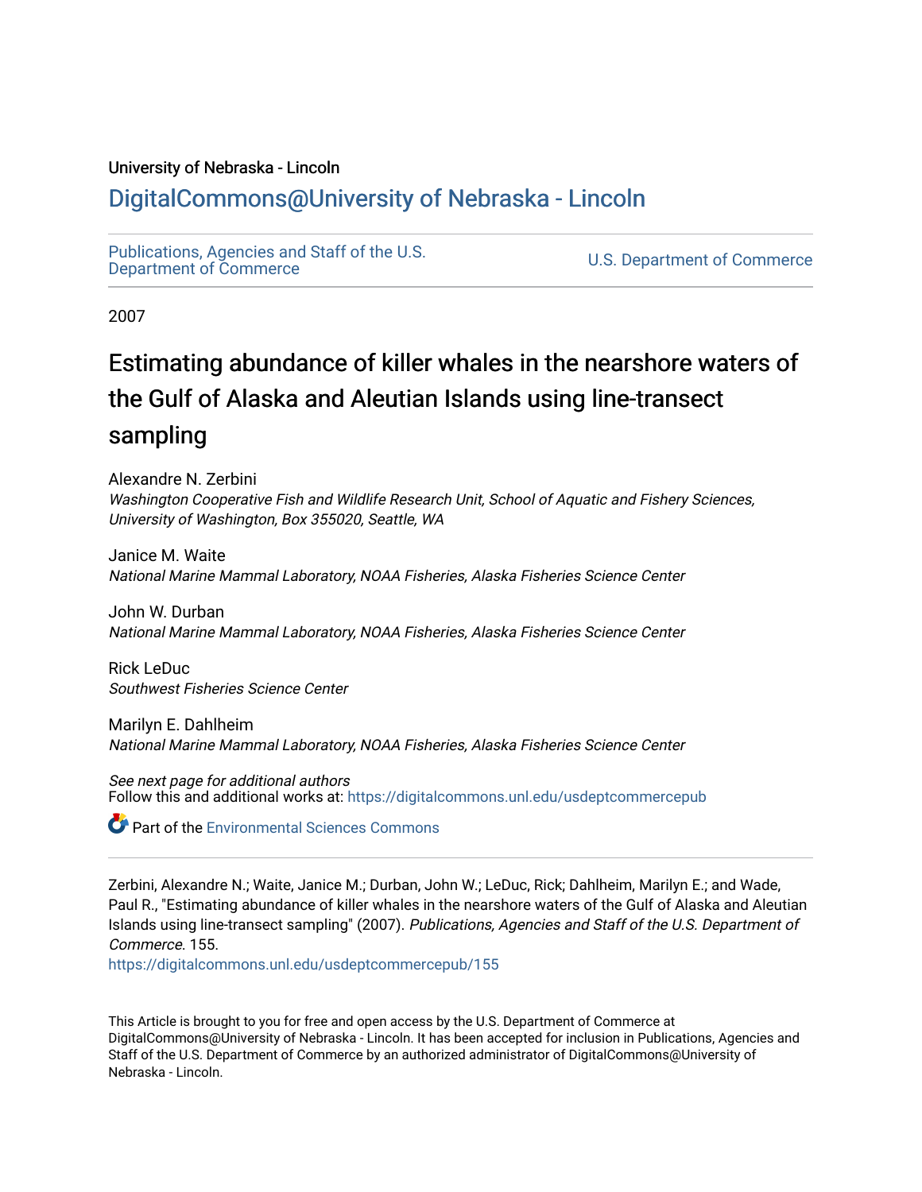University of Nebraska - Lincoln

# DigitalCommons@University of Nebraska - Lincoln

Publications, Agencies and Staff of the U.S. Department of Commerce

U.S. Department of Commerce

2007

# Estimating abundance of killer whales in the nearshore waters of the Gulf of Alaska and Aleutian Islands using line-transect sampling

Alexandre N. Zerbini
*Washington Cooperative Fish and Wildlife Research Unit, School of Aquatic and Fishery Sciences, University of Washington, Box 355020, Seattle, WA*

Janice M. Waite
*National Marine Mammal Laboratory, NOAA Fisheries, Alaska Fisheries Science Center*

John W. Durban
*National Marine Mammal Laboratory, NOAA Fisheries, Alaska Fisheries Science Center*

Rick LeDuc
*Southwest Fisheries Science Center*

Marilyn E. Dahlheim
*National Marine Mammal Laboratory, NOAA Fisheries, Alaska Fisheries Science Center*

*See next page for additional authors*
Follow this and additional works at: https://digitalcommons.unl.edu/usdeptcommercepub

Part of the Environmental Sciences Commons

Zerbini, Alexandre N.; Waite, Janice M.; Durban, John W.; LeDuc, Rick; Dahlheim, Marilyn E.; and Wade, Paul R., "Estimating abundance of killer whales in the nearshore waters of the Gulf of Alaska and Aleutian Islands using line-transect sampling" (2007). *Publications, Agencies and Staff of the U.S. Department of Commerce*. 155.
https://digitalcommons.unl.edu/usdeptcommercepub/155

This Article is brought to you for free and open access by the U.S. Department of Commerce at DigitalCommons@University of Nebraska - Lincoln. It has been accepted for inclusion in Publications, Agencies and Staff of the U.S. Department of Commerce by an authorized administrator of DigitalCommons@University of Nebraska - Lincoln.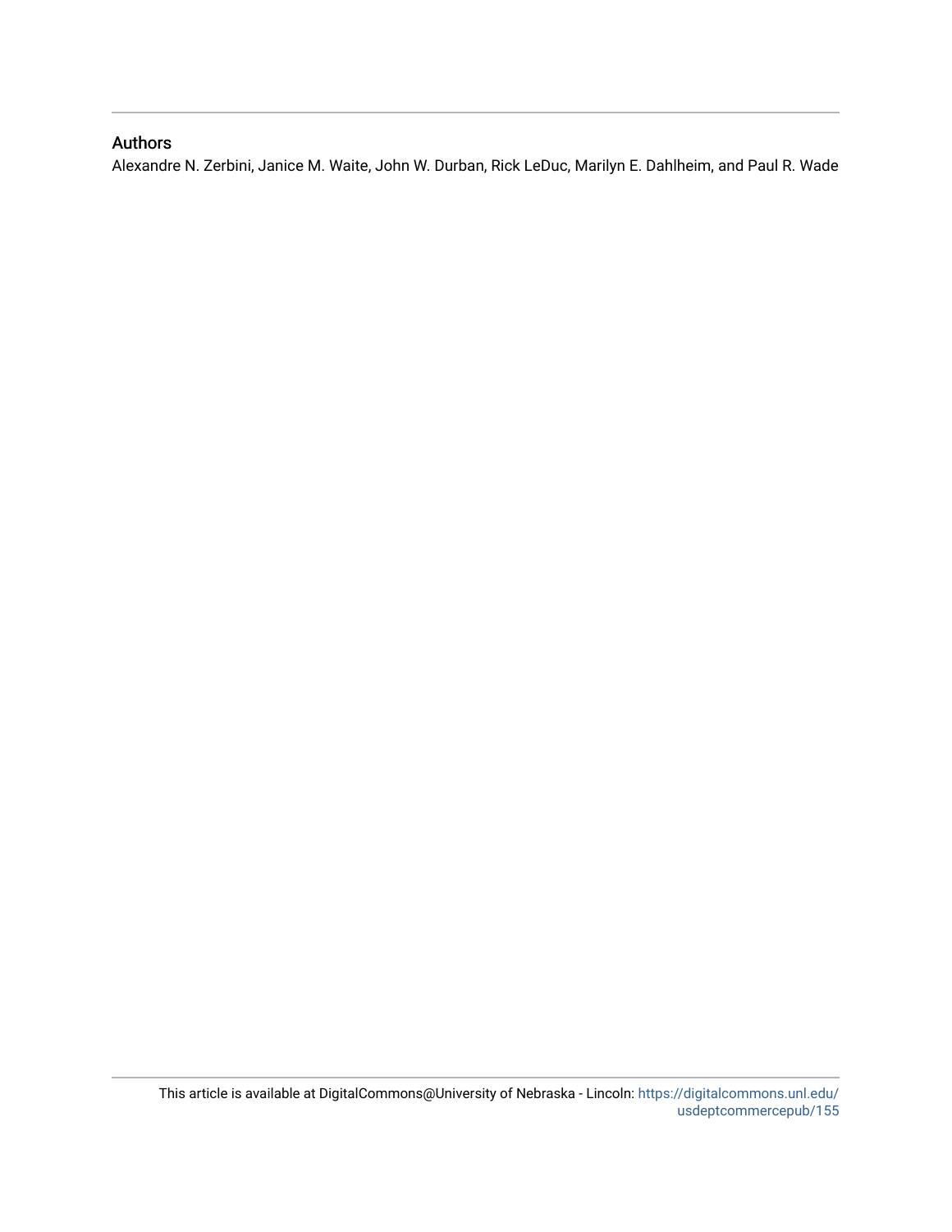## Authors

Alexandre N. Zerbini, Janice M. Waite, John W. Durban, Rick LeDuc, Marilyn E. Dahlheim, and Paul R. Wade

This article is available at DigitalCommons@University of Nebraska - Lincoln: https://digitalcommons.unl.edu/usdeptcommercepub/155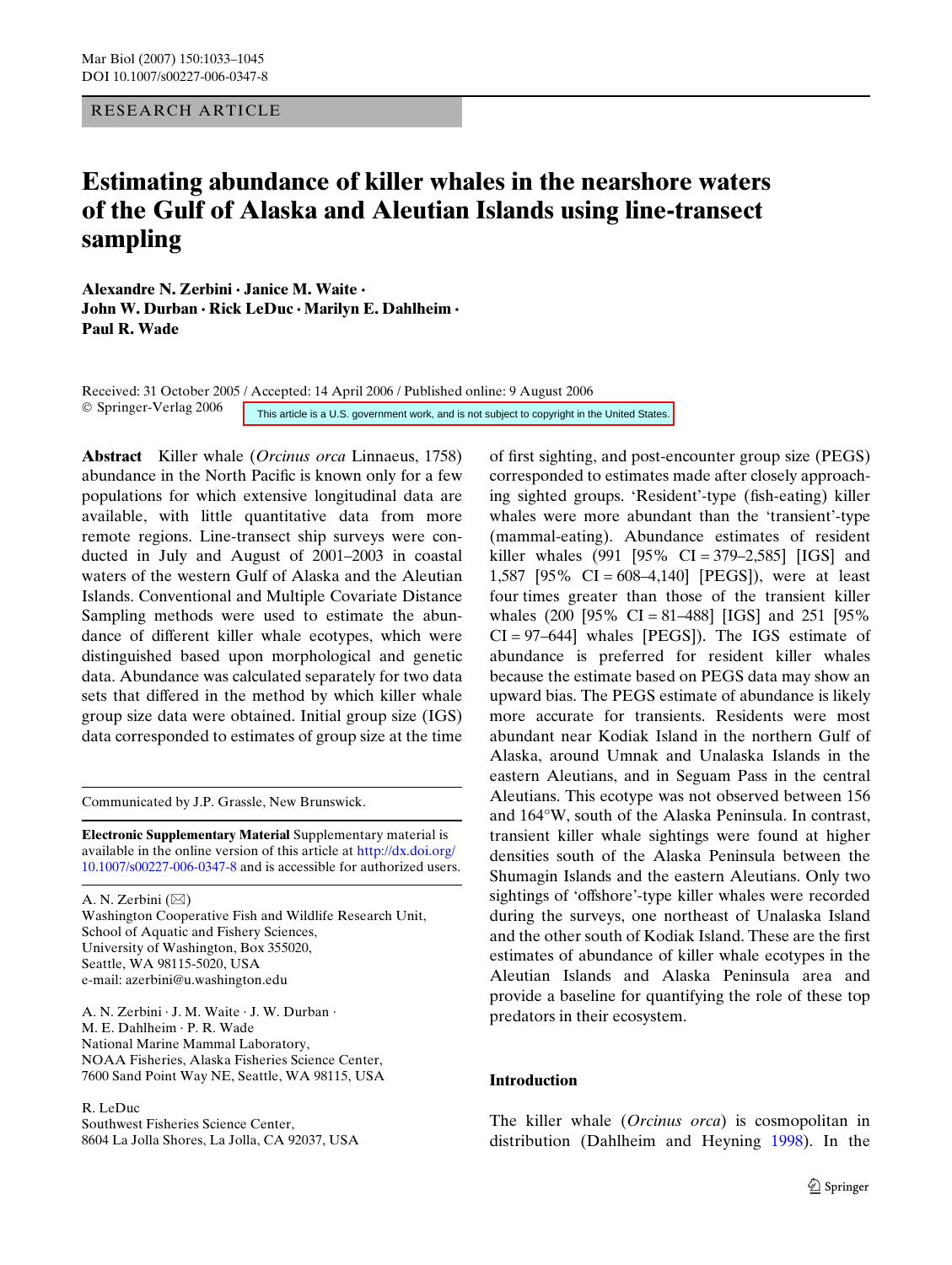# Estimating abundance of killer whales in the nearshore waters of the Gulf of Alaska and Aleutian Islands using line-transect sampling

**Alexandre N. Zerbini · Janice M. Waite · John W. Durban · Rick LeDuc · Marilyn E. Dahlheim · Paul R. Wade**

Received: 31 October 2005 / Accepted: 14 April 2006 / Published online: 9 August 2006
© Springer-Verlag 2006

This article is a U.S. government work, and is not subject to copyright in the United States.

**Abstract** Killer whale (*Orcinus orca* Linnaeus, 1758) abundance in the North Pacific is known only for a few populations for which extensive longitudinal data are available, with little quantitative data from more remote regions. Line-transect ship surveys were conducted in July and August of 2001–2003 in coastal waters of the western Gulf of Alaska and the Aleutian Islands. Conventional and Multiple Covariate Distance Sampling methods were used to estimate the abundance of different killer whale ecotypes, which were distinguished based upon morphological and genetic data. Abundance was calculated separately for two data sets that differed in the method by which killer whale group size data were obtained. Initial group size (IGS) data corresponded to estimates of group size at the time of first sighting, and post-encounter group size (PEGS) corresponded to estimates made after closely approaching sighted groups. 'Resident'-type (fish-eating) killer whales were more abundant than the 'transient'-type (mammal-eating). Abundance estimates of resident killer whales (991 [95% CI = 379–2,585] [IGS] and 1,587 [95% CI = 608–4,140] [PEGS]), were at least four times greater than those of the transient killer whales (200 [95% CI = 81–488] [IGS] and 251 [95% CI = 97–644] whales [PEGS]). The IGS estimate of abundance is preferred for resident killer whales because the estimate based on PEGS data may show an upward bias. The PEGS estimate of abundance is likely more accurate for transients. Residents were most abundant near Kodiak Island in the northern Gulf of Alaska, around Umnak and Unalaska Islands in the eastern Aleutians, and in Seguam Pass in the central Aleutians. This ecotype was not observed between 156 and 164°W, south of the Alaska Peninsula. In contrast, transient killer whale sightings were found at higher densities south of the Alaska Peninsula between the Shumagin Islands and the eastern Aleutians. Only two sightings of 'offshore'-type killer whales were recorded during the surveys, one northeast of Unalaska Island and the other south of Kodiak Island. These are the first estimates of abundance of killer whale ecotypes in the Aleutian Islands and Alaska Peninsula area and provide a baseline for quantifying the role of these top predators in their ecosystem.

Communicated by J.P. Grassle, New Brunswick.

**Electronic Supplementary Material** Supplementary material is available in the online version of this article at http://dx.doi.org/10.1007/s00227-006-0347-8 and is accessible for authorized users.

A. N. Zerbini (✉)
Washington Cooperative Fish and Wildlife Research Unit, School of Aquatic and Fishery Sciences, University of Washington, Box 355020, Seattle, WA 98115-5020, USA
e-mail: azerbini@u.washington.edu

A. N. Zerbini · J. M. Waite · J. W. Durban · M. E. Dahlheim · P. R. Wade
National Marine Mammal Laboratory, NOAA Fisheries, Alaska Fisheries Science Center, 7600 Sand Point Way NE, Seattle, WA 98115, USA

R. LeDuc
Southwest Fisheries Science Center, 8604 La Jolla Shores, La Jolla, CA 92037, USA

## Introduction

The killer whale (*Orcinus orca*) is cosmopolitan in distribution (Dahlheim and Heyning 1998). In the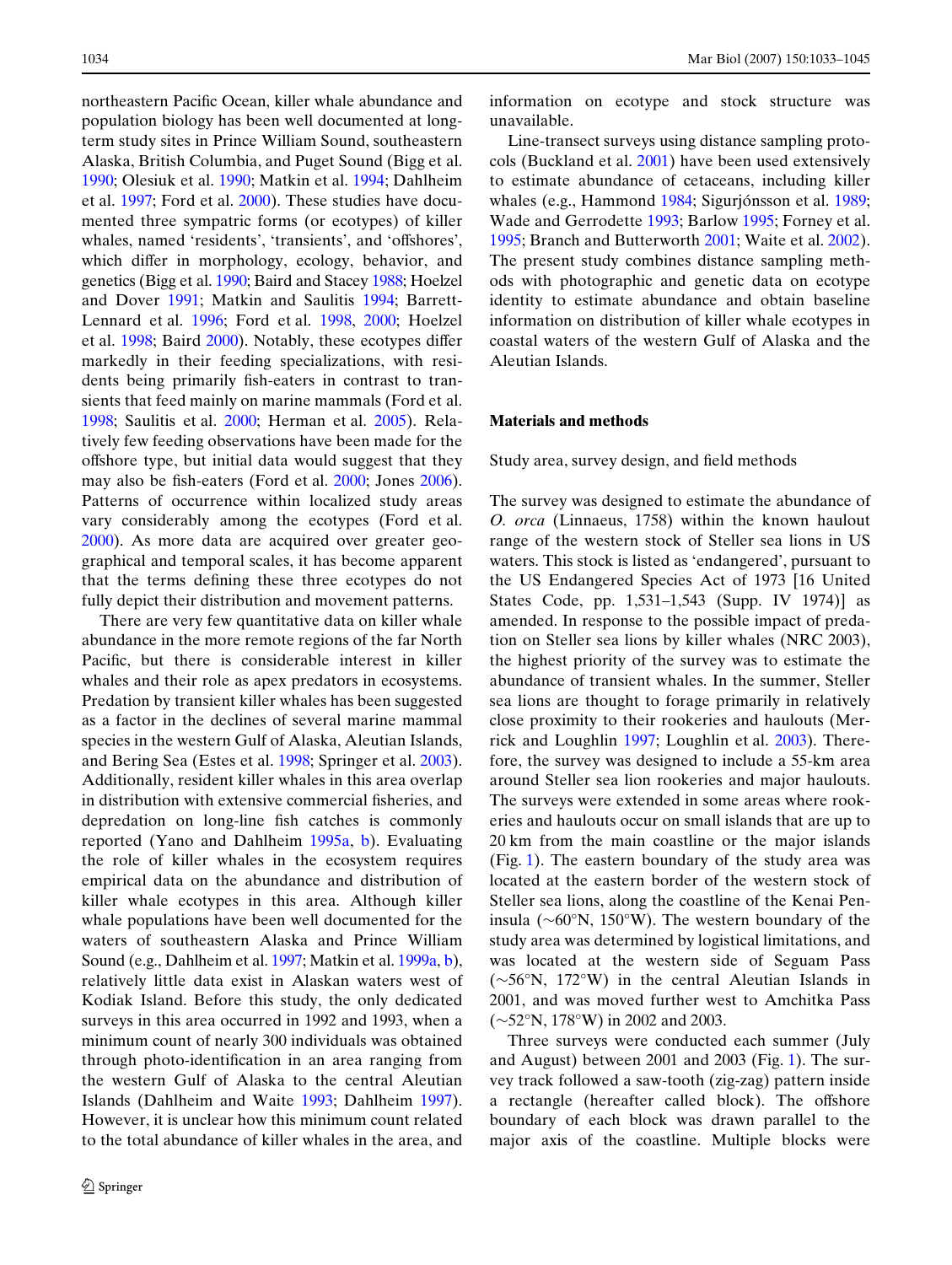northeastern Pacific Ocean, killer whale abundance and population biology has been well documented at long-term study sites in Prince William Sound, southeastern Alaska, British Columbia, and Puget Sound (Bigg et al. 1990; Olesiuk et al. 1990; Matkin et al. 1994; Dahlheim et al. 1997; Ford et al. 2000). These studies have documented three sympatric forms (or ecotypes) of killer whales, named 'residents', 'transients', and 'offshores', which differ in morphology, ecology, behavior, and genetics (Bigg et al. 1990; Baird and Stacey 1988; Hoelzel and Dover 1991; Matkin and Saulitis 1994; Barrett-Lennard et al. 1996; Ford et al. 1998, 2000; Hoelzel et al. 1998; Baird 2000). Notably, these ecotypes differ markedly in their feeding specializations, with residents being primarily fish-eaters in contrast to transients that feed mainly on marine mammals (Ford et al. 1998; Saulitis et al. 2000; Herman et al. 2005). Relatively few feeding observations have been made for the offshore type, but initial data would suggest that they may also be fish-eaters (Ford et al. 2000; Jones 2006). Patterns of occurrence within localized study areas vary considerably among the ecotypes (Ford et al. 2000). As more data are acquired over greater geographical and temporal scales, it has become apparent that the terms defining these three ecotypes do not fully depict their distribution and movement patterns.

There are very few quantitative data on killer whale abundance in the more remote regions of the far North Pacific, but there is considerable interest in killer whales and their role as apex predators in ecosystems. Predation by transient killer whales has been suggested as a factor in the declines of several marine mammal species in the western Gulf of Alaska, Aleutian Islands, and Bering Sea (Estes et al. 1998; Springer et al. 2003). Additionally, resident killer whales in this area overlap in distribution with extensive commercial fisheries, and depredation on long-line fish catches is commonly reported (Yano and Dahlheim 1995a, b). Evaluating the role of killer whales in the ecosystem requires empirical data on the abundance and distribution of killer whale ecotypes in this area. Although killer whale populations have been well documented for the waters of southeastern Alaska and Prince William Sound (e.g., Dahlheim et al. 1997; Matkin et al. 1999a, b), relatively little data exist in Alaskan waters west of Kodiak Island. Before this study, the only dedicated surveys in this area occurred in 1992 and 1993, when a minimum count of nearly 300 individuals was obtained through photo-identification in an area ranging from the western Gulf of Alaska to the central Aleutian Islands (Dahlheim and Waite 1993; Dahlheim 1997). However, it is unclear how this minimum count related to the total abundance of killer whales in the area, and information on ecotype and stock structure was unavailable.

Line-transect surveys using distance sampling protocols (Buckland et al. 2001) have been used extensively to estimate abundance of cetaceans, including killer whales (e.g., Hammond 1984; Sigurjónsson et al. 1989; Wade and Gerrodette 1993; Barlow 1995; Forney et al. 1995; Branch and Butterworth 2001; Waite et al. 2002). The present study combines distance sampling methods with photographic and genetic data on ecotype identity to estimate abundance and obtain baseline information on distribution of killer whale ecotypes in coastal waters of the western Gulf of Alaska and the Aleutian Islands.

## Materials and methods

### Study area, survey design, and field methods

The survey was designed to estimate the abundance of *O. orca* (Linnaeus, 1758) within the known haulout range of the western stock of Steller sea lions in US waters. This stock is listed as 'endangered', pursuant to the US Endangered Species Act of 1973 [16 United States Code, pp. 1,531–1,543 (Supp. IV 1974)] as amended. In response to the possible impact of predation on Steller sea lions by killer whales (NRC 2003), the highest priority of the survey was to estimate the abundance of transient whales. In the summer, Steller sea lions are thought to forage primarily in relatively close proximity to their rookeries and haulouts (Merrick and Loughlin 1997; Loughlin et al. 2003). Therefore, the survey was designed to include a 55-km area around Steller sea lion rookeries and major haulouts. The surveys were extended in some areas where rookeries and haulouts occur on small islands that are up to 20 km from the main coastline or the major islands (Fig. 1). The eastern boundary of the study area was located at the eastern border of the western stock of Steller sea lions, along the coastline of the Kenai Peninsula (~60°N, 150°W). The western boundary of the study area was determined by logistical limitations, and was located at the western side of Seguam Pass (~56°N, 172°W) in the central Aleutian Islands in 2001, and was moved further west to Amchitka Pass (~52°N, 178°W) in 2002 and 2003.

Three surveys were conducted each summer (July and August) between 2001 and 2003 (Fig. 1). The survey track followed a saw-tooth (zig-zag) pattern inside a rectangle (hereafter called block). The offshore boundary of each block was drawn parallel to the major axis of the coastline. Multiple blocks were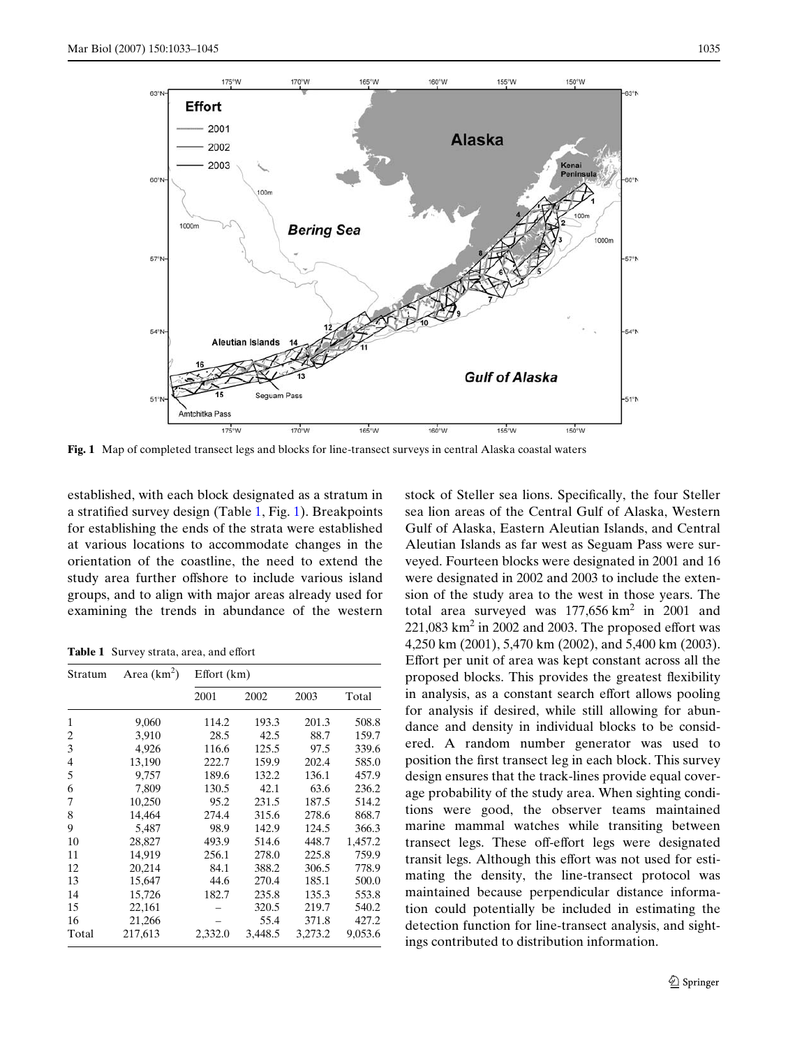Fig. 1 Map of completed transect legs and blocks for line-transect surveys in central Alaska coastal waters

established, with each block designated as a stratum in a stratified survey design (Table 1, Fig. 1). Breakpoints for establishing the ends of the strata were established at various locations to accommodate changes in the orientation of the coastline, the need to extend the study area further offshore to include various island groups, and to align with major areas already used for examining the trends in abundance of the western stock of Steller sea lions. Specifically, the four Steller sea lion areas of the Central Gulf of Alaska, Western Gulf of Alaska, Eastern Aleutian Islands, and Central Aleutian Islands as far west as Seguam Pass were surveyed. Fourteen blocks were designated in 2001 and 16 were designated in 2002 and 2003 to include the extension of the study area to the west in those years. The total area surveyed was 177,656 km$^2$ in 2001 and 221,083 km$^2$ in 2002 and 2003. The proposed effort was 4,250 km (2001), 5,470 km (2002), and 5,400 km (2003). Effort per unit of area was kept constant across all the proposed blocks. This provides the greatest flexibility in analysis, as a constant search effort allows pooling for analysis if desired, while still allowing for abundance and density in individual blocks to be considered. A random number generator was used to position the first transect leg in each block. This survey design ensures that the track-lines provide equal coverage probability of the study area. When sighting conditions were good, the observer teams maintained marine mammal watches while transiting between transect legs. These off-effort legs were designated transit legs. Although this effort was not used for estimating the density, the line-transect protocol was maintained because perpendicular distance information could potentially be included in estimating the detection function for line-transect analysis, and sightings contributed to distribution information.

**Table 1** Survey strata, area, and effort

| Stratum | Area (km$^2$) | Effort (km) | | | |
|---|---|---|---|---|---|
| | | 2001 | 2002 | 2003 | Total |
| 1 | 9,060 | 114.2 | 193.3 | 201.3 | 508.8 |
| 2 | 3,910 | 28.5 | 42.5 | 88.7 | 159.7 |
| 3 | 4,926 | 116.6 | 125.5 | 97.5 | 339.6 |
| 4 | 13,190 | 222.7 | 159.9 | 202.4 | 585.0 |
| 5 | 9,757 | 189.6 | 132.2 | 136.1 | 457.9 |
| 6 | 7,809 | 130.5 | 42.1 | 63.6 | 236.2 |
| 7 | 10,250 | 95.2 | 231.5 | 187.5 | 514.2 |
| 8 | 14,464 | 274.4 | 315.6 | 278.6 | 868.7 |
| 9 | 5,487 | 98.9 | 142.9 | 124.5 | 366.3 |
| 10 | 28,827 | 493.9 | 514.6 | 448.7 | 1,457.2 |
| 11 | 14,919 | 256.1 | 278.0 | 225.8 | 759.9 |
| 12 | 20,214 | 84.1 | 388.2 | 306.5 | 778.9 |
| 13 | 15,647 | 44.6 | 270.4 | 185.1 | 500.0 |
| 14 | 15,726 | 182.7 | 235.8 | 135.3 | 553.8 |
| 15 | 22,161 | – | 320.5 | 219.7 | 540.2 |
| 16 | 21,266 | – | 55.4 | 371.8 | 427.2 |
| Total | 217,613 | 2,332.0 | 3,448.5 | 3,273.2 | 9,053.6 |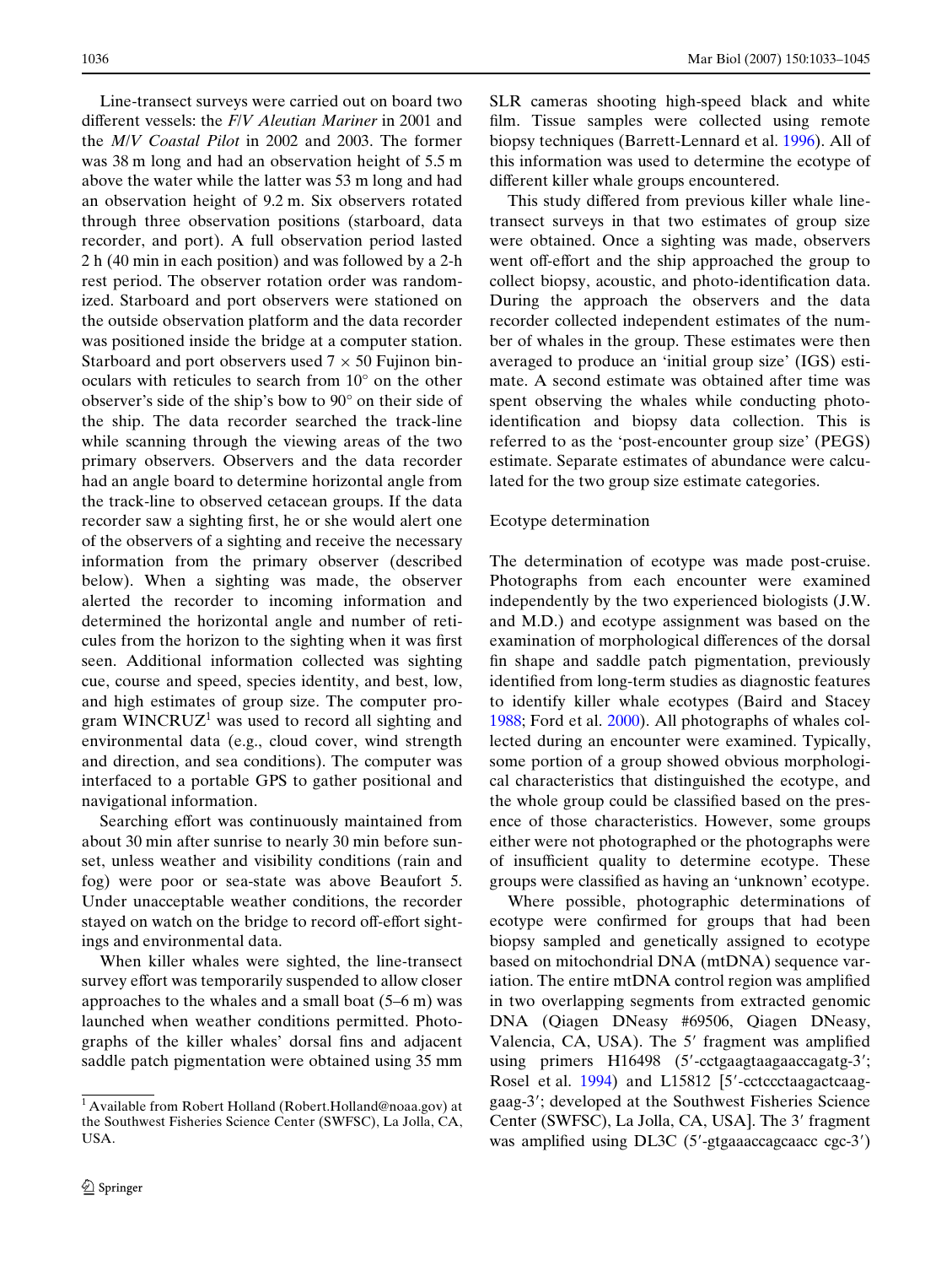Line-transect surveys were carried out on board two different vessels: the *F/V Aleutian Mariner* in 2001 and the *M/V Coastal Pilot* in 2002 and 2003. The former was 38 m long and had an observation height of 5.5 m above the water while the latter was 53 m long and had an observation height of 9.2 m. Six observers rotated through three observation positions (starboard, data recorder, and port). A full observation period lasted 2 h (40 min in each position) and was followed by a 2-h rest period. The observer rotation order was randomized. Starboard and port observers were stationed on the outside observation platform and the data recorder was positioned inside the bridge at a computer station. Starboard and port observers used 7 × 50 Fujinon binoculars with reticules to search from 10° on the other observer's side of the ship's bow to 90° on their side of the ship. The data recorder searched the track-line while scanning through the viewing areas of the two primary observers. Observers and the data recorder had an angle board to determine horizontal angle from the track-line to observed cetacean groups. If the data recorder saw a sighting first, he or she would alert one of the observers of a sighting and receive the necessary information from the primary observer (described below). When a sighting was made, the observer alerted the recorder to incoming information and determined the horizontal angle and number of reticules from the horizon to the sighting when it was first seen. Additional information collected was sighting cue, course and speed, species identity, and best, low, and high estimates of group size. The computer program WINCRUZ[1] was used to record all sighting and environmental data (e.g., cloud cover, wind strength and direction, and sea conditions). The computer was interfaced to a portable GPS to gather positional and navigational information.

Searching effort was continuously maintained from about 30 min after sunrise to nearly 30 min before sunset, unless weather and visibility conditions (rain and fog) were poor or sea-state was above Beaufort 5. Under unacceptable weather conditions, the recorder stayed on watch on the bridge to record off-effort sightings and environmental data.

When killer whales were sighted, the line-transect survey effort was temporarily suspended to allow closer approaches to the whales and a small boat (5–6 m) was launched when weather conditions permitted. Photographs of the killer whales' dorsal fins and adjacent saddle patch pigmentation were obtained using 35 mm SLR cameras shooting high-speed black and white film. Tissue samples were collected using remote biopsy techniques (Barrett-Lennard et al. 1996). All of this information was used to determine the ecotype of different killer whale groups encountered.

This study differed from previous killer whale line-transect surveys in that two estimates of group size were obtained. Once a sighting was made, observers went off-effort and the ship approached the group to collect biopsy, acoustic, and photo-identification data. During the approach the observers and the data recorder collected independent estimates of the number of whales in the group. These estimates were then averaged to produce an 'initial group size' (IGS) estimate. A second estimate was obtained after time was spent observing the whales while conducting photo-identification and biopsy data collection. This is referred to as the 'post-encounter group size' (PEGS) estimate. Separate estimates of abundance were calculated for the two group size estimate categories.

### Ecotype determination

The determination of ecotype was made post-cruise. Photographs from each encounter were examined independently by the two experienced biologists (J.W. and M.D.) and ecotype assignment was based on the examination of morphological differences of the dorsal fin shape and saddle patch pigmentation, previously identified from long-term studies as diagnostic features to identify killer whale ecotypes (Baird and Stacey 1988; Ford et al. 2000). All photographs of whales collected during an encounter were examined. Typically, some portion of a group showed obvious morphological characteristics that distinguished the ecotype, and the whole group could be classified based on the presence of those characteristics. However, some groups either were not photographed or the photographs were of insufficient quality to determine ecotype. These groups were classified as having an 'unknown' ecotype.

Where possible, photographic determinations of ecotype were confirmed for groups that had been biopsy sampled and genetically assigned to ecotype based on mitochondrial DNA (mtDNA) sequence variation. The entire mtDNA control region was amplified in two overlapping segments from extracted genomic DNA (Qiagen DNeasy #69506, Qiagen DNeasy, Valencia, CA, USA). The 5′ fragment was amplified using primers H16498 (5′-cctgaagtaagaaccagatg-3′; Rosel et al. 1994) and L15812 [5′-cctccctaagactcaaggaag-3′; developed at the Southwest Fisheries Science Center (SWFSC), La Jolla, CA, USA]. The 3′ fragment was amplified using DL3C (5′-gtgaaaccagcaacc cgc-3′)

[1] Available from Robert Holland (Robert.Holland@noaa.gov) at the Southwest Fisheries Science Center (SWFSC), La Jolla, CA, USA.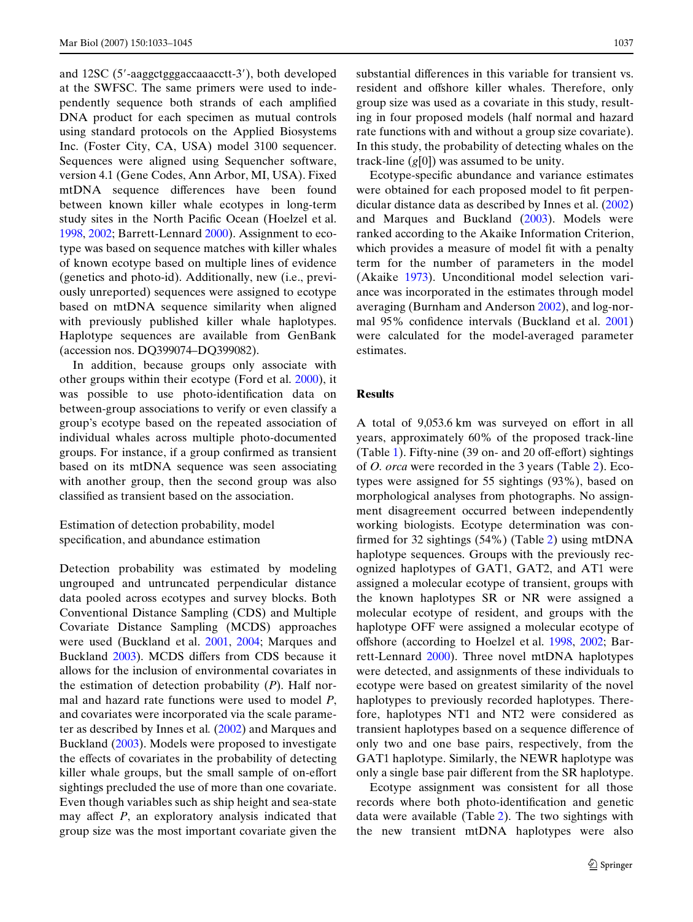and 12SC (5′-aaggctgggaccaaacctt-3′), both developed at the SWFSC. The same primers were used to independently sequence both strands of each amplified DNA product for each specimen as mutual controls using standard protocols on the Applied Biosystems Inc. (Foster City, CA, USA) model 3100 sequencer. Sequences were aligned using Sequencher software, version 4.1 (Gene Codes, Ann Arbor, MI, USA). Fixed mtDNA sequence differences have been found between known killer whale ecotypes in long-term study sites in the North Pacific Ocean (Hoelzel et al. 1998, 2002; Barrett-Lennard 2000). Assignment to ecotype was based on sequence matches with killer whales of known ecotype based on multiple lines of evidence (genetics and photo-id). Additionally, new (i.e., previously unreported) sequences were assigned to ecotype based on mtDNA sequence similarity when aligned with previously published killer whale haplotypes. Haplotype sequences are available from GenBank (accession nos. DQ399074–DQ399082).

In addition, because groups only associate with other groups within their ecotype (Ford et al. 2000), it was possible to use photo-identification data on between-group associations to verify or even classify a group's ecotype based on the repeated association of individual whales across multiple photo-documented groups. For instance, if a group confirmed as transient based on its mtDNA sequence was seen associating with another group, then the second group was also classified as transient based on the association.

### Estimation of detection probability, model specification, and abundance estimation

Detection probability was estimated by modeling ungrouped and untruncated perpendicular distance data pooled across ecotypes and survey blocks. Both Conventional Distance Sampling (CDS) and Multiple Covariate Distance Sampling (MCDS) approaches were used (Buckland et al. 2001, 2004; Marques and Buckland 2003). MCDS differs from CDS because it allows for the inclusion of environmental covariates in the estimation of detection probability ($P$). Half normal and hazard rate functions were used to model $P$, and covariates were incorporated via the scale parameter as described by Innes et al. (2002) and Marques and Buckland (2003). Models were proposed to investigate the effects of covariates in the probability of detecting killer whale groups, but the small sample of on-effort sightings precluded the use of more than one covariate. Even though variables such as ship height and sea-state may affect $P$, an exploratory analysis indicated that group size was the most important covariate given the substantial differences in this variable for transient vs. resident and offshore killer whales. Therefore, only group size was used as a covariate in this study, resulting in four proposed models (half normal and hazard rate functions with and without a group size covariate). In this study, the probability of detecting whales on the track-line ($g[0]$) was assumed to be unity.

Ecotype-specific abundance and variance estimates were obtained for each proposed model to fit perpendicular distance data as described by Innes et al. (2002) and Marques and Buckland (2003). Models were ranked according to the Akaike Information Criterion, which provides a measure of model fit with a penalty term for the number of parameters in the model (Akaike 1973). Unconditional model selection variance was incorporated in the estimates through model averaging (Burnham and Anderson 2002), and log-normal 95% confidence intervals (Buckland et al. 2001) were calculated for the model-averaged parameter estimates.

## Results

A total of 9,053.6 km was surveyed on effort in all years, approximately 60% of the proposed track-line (Table 1). Fifty-nine (39 on- and 20 off-effort) sightings of *O. orca* were recorded in the 3 years (Table 2). Ecotypes were assigned for 55 sightings (93%), based on morphological analyses from photographs. No assignment disagreement occurred between independently working biologists. Ecotype determination was confirmed for 32 sightings (54%) (Table 2) using mtDNA haplotype sequences. Groups with the previously recognized haplotypes of GAT1, GAT2, and AT1 were assigned a molecular ecotype of transient, groups with the known haplotypes SR or NR were assigned a molecular ecotype of resident, and groups with the haplotype OFF were assigned a molecular ecotype of offshore (according to Hoelzel et al. 1998, 2002; Barrett-Lennard 2000). Three novel mtDNA haplotypes were detected, and assignments of these individuals to ecotype were based on greatest similarity of the novel haplotypes to previously recorded haplotypes. Therefore, haplotypes NT1 and NT2 were considered as transient haplotypes based on a sequence difference of only two and one base pairs, respectively, from the GAT1 haplotype. Similarly, the NEWR haplotype was only a single base pair different from the SR haplotype.

Ecotype assignment was consistent for all those records where both photo-identification and genetic data were available (Table 2). The two sightings with the new transient mtDNA haplotypes were also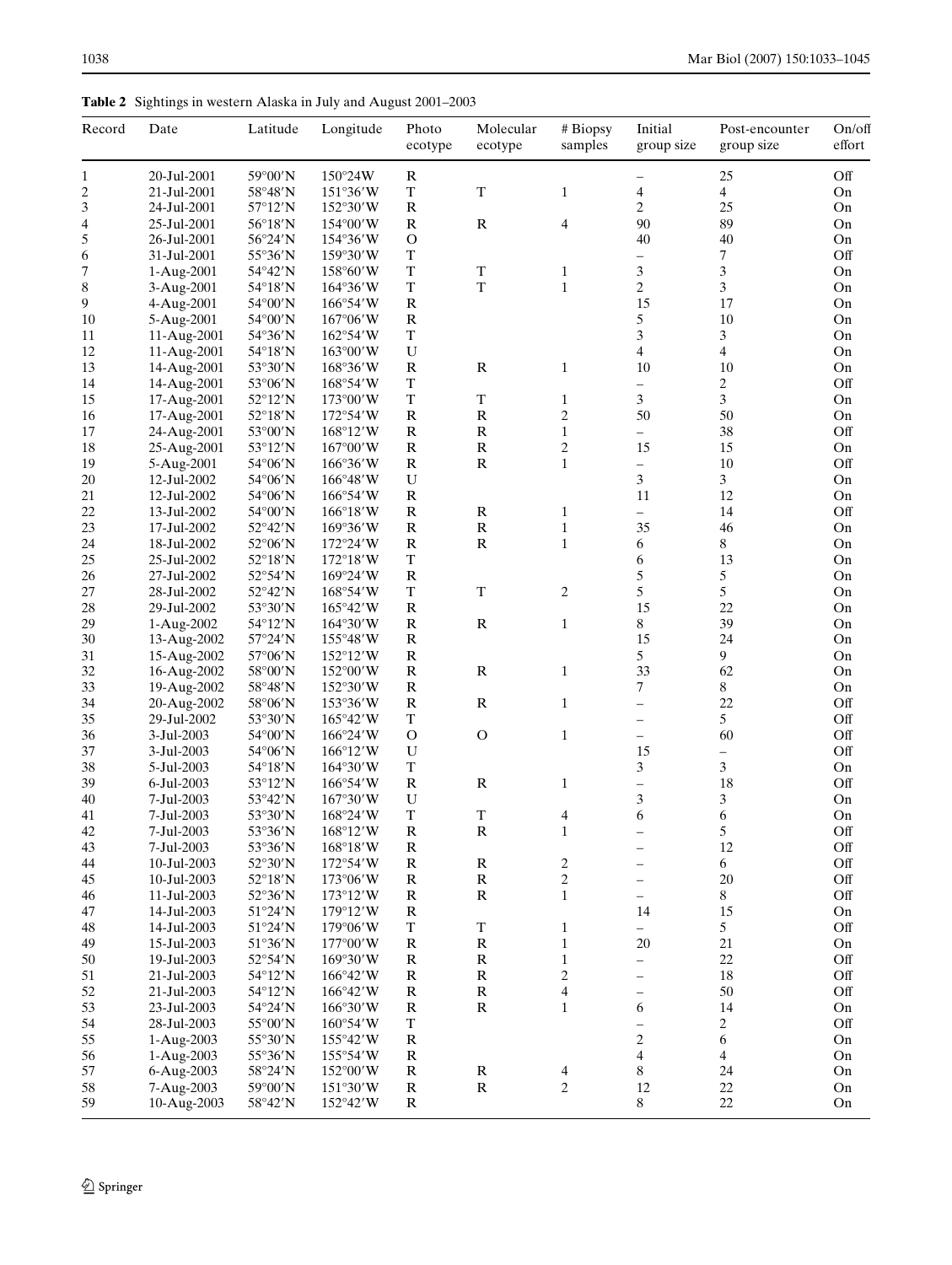**Table 2** Sightings in western Alaska in July and August 2001–2003

| Record | Date | Latitude | Longitude | Photo ecotype | Molecular ecotype | # Biopsy samples | Initial group size | Post-encounter group size | On/off effort |
|---|---|---|---|---|---|---|---|---|---|
| 1 | 20-Jul-2001 | 59°00′N | 150°24W | R | | | – | 25 | Off |
| 2 | 21-Jul-2001 | 58°48′N | 151°36′W | T | T | 1 | 4 | 4 | On |
| 3 | 24-Jul-2001 | 57°12′N | 152°30′W | R | | | 2 | 25 | On |
| 4 | 25-Jul-2001 | 56°18′N | 154°00′W | R | R | 4 | 90 | 89 | On |
| 5 | 26-Jul-2001 | 56°24′N | 154°36′W | O | | | 40 | 40 | On |
| 6 | 31-Jul-2001 | 55°36′N | 159°30′W | T | | | – | 7 | Off |
| 7 | 1-Aug-2001 | 54°42′N | 158°60′W | T | T | 1 | 3 | 3 | On |
| 8 | 3-Aug-2001 | 54°18′N | 164°36′W | T | T | 1 | 2 | 3 | On |
| 9 | 4-Aug-2001 | 54°00′N | 166°54′W | R | | | 15 | 17 | On |
| 10 | 5-Aug-2001 | 54°00′N | 167°06′W | R | | | 5 | 10 | On |
| 11 | 11-Aug-2001 | 54°36′N | 162°54′W | T | | | 3 | 3 | On |
| 12 | 11-Aug-2001 | 54°18′N | 163°00′W | U | | | 4 | 4 | On |
| 13 | 14-Aug-2001 | 53°30′N | 168°36′W | R | R | 1 | 10 | 10 | On |
| 14 | 14-Aug-2001 | 53°06′N | 168°54′W | T | | | – | 2 | Off |
| 15 | 17-Aug-2001 | 52°12′N | 173°00′W | T | T | 1 | 3 | 3 | On |
| 16 | 17-Aug-2001 | 52°18′N | 172°54′W | R | R | 2 | 50 | 50 | On |
| 17 | 24-Aug-2001 | 53°00′N | 168°12′W | R | R | 1 | – | 38 | Off |
| 18 | 25-Aug-2001 | 53°12′N | 167°00′W | R | R | 2 | 15 | 15 | On |
| 19 | 5-Aug-2001 | 54°06′N | 166°36′W | R | R | 1 | – | 10 | Off |
| 20 | 12-Jul-2002 | 54°06′N | 166°48′W | U | | | 3 | 3 | On |
| 21 | 12-Jul-2002 | 54°06′N | 166°54′W | R | | | 11 | 12 | On |
| 22 | 13-Jul-2002 | 54°00′N | 166°18′W | R | R | 1 | – | 14 | Off |
| 23 | 17-Jul-2002 | 52°42′N | 169°36′W | R | R | 1 | 35 | 46 | On |
| 24 | 18-Jul-2002 | 52°06′N | 172°24′W | R | R | 1 | 6 | 8 | On |
| 25 | 25-Jul-2002 | 52°18′N | 172°18′W | T | | | 6 | 13 | On |
| 26 | 27-Jul-2002 | 52°54′N | 169°24′W | R | | | 5 | 5 | On |
| 27 | 28-Jul-2002 | 52°42′N | 168°54′W | T | T | 2 | 5 | 5 | On |
| 28 | 29-Jul-2002 | 53°30′N | 165°42′W | R | | | 15 | 22 | On |
| 29 | 1-Aug-2002 | 54°12′N | 164°30′W | R | R | 1 | 8 | 39 | On |
| 30 | 13-Aug-2002 | 57°24′N | 155°48′W | R | | | 15 | 24 | On |
| 31 | 15-Aug-2002 | 57°06′N | 152°12′W | R | | | 5 | 9 | On |
| 32 | 16-Aug-2002 | 58°00′N | 152°00′W | R | R | 1 | 33 | 62 | On |
| 33 | 19-Aug-2002 | 58°48′N | 152°30′W | R | | | 7 | 8 | On |
| 34 | 20-Aug-2002 | 58°06′N | 153°36′W | R | R | 1 | – | 22 | Off |
| 35 | 29-Jul-2002 | 53°30′N | 165°42′W | T | | | – | 5 | Off |
| 36 | 3-Jul-2003 | 54°00′N | 166°24′W | O | O | 1 | – | 60 | Off |
| 37 | 3-Jul-2003 | 54°06′N | 166°12′W | U | | | 15 | – | Off |
| 38 | 5-Jul-2003 | 54°18′N | 164°30′W | T | | | 3 | 3 | On |
| 39 | 6-Jul-2003 | 53°12′N | 166°54′W | R | R | 1 | – | 18 | Off |
| 40 | 7-Jul-2003 | 53°42′N | 167°30′W | U | | | 3 | 3 | On |
| 41 | 7-Jul-2003 | 53°30′N | 168°24′W | T | T | 4 | 6 | 6 | On |
| 42 | 7-Jul-2003 | 53°36′N | 168°12′W | R | R | 1 | – | 5 | Off |
| 43 | 7-Jul-2003 | 53°36′N | 168°18′W | R | | | – | 12 | Off |
| 44 | 10-Jul-2003 | 52°30′N | 172°54′W | R | R | 2 | – | 6 | Off |
| 45 | 10-Jul-2003 | 52°18′N | 173°06′W | R | R | 2 | – | 20 | Off |
| 46 | 11-Jul-2003 | 52°36′N | 173°12′W | R | R | 1 | – | 8 | Off |
| 47 | 14-Jul-2003 | 51°24′N | 179°12′W | R | | | 14 | 15 | On |
| 48 | 14-Jul-2003 | 51°24′N | 179°06′W | T | T | 1 | – | 5 | Off |
| 49 | 15-Jul-2003 | 51°36′N | 177°00′W | R | R | 1 | 20 | 21 | On |
| 50 | 19-Jul-2003 | 52°54′N | 169°30′W | R | R | 1 | – | 22 | Off |
| 51 | 21-Jul-2003 | 54°12′N | 166°42′W | R | R | 2 | – | 18 | Off |
| 52 | 21-Jul-2003 | 54°12′N | 166°42′W | R | R | 4 | – | 50 | Off |
| 53 | 23-Jul-2003 | 54°24′N | 166°30′W | R | R | 1 | 6 | 14 | On |
| 54 | 28-Jul-2003 | 55°00′N | 160°54′W | T | | | – | 2 | Off |
| 55 | 1-Aug-2003 | 55°30′N | 155°42′W | R | | | 2 | 6 | On |
| 56 | 1-Aug-2003 | 55°36′N | 155°54′W | R | | | 4 | 4 | On |
| 57 | 6-Aug-2003 | 58°24′N | 152°00′W | R | R | 4 | 8 | 24 | On |
| 58 | 7-Aug-2003 | 59°00′N | 151°30′W | R | R | 2 | 12 | 22 | On |
| 59 | 10-Aug-2003 | 58°42′N | 152°42′W | R | | | 8 | 22 | On |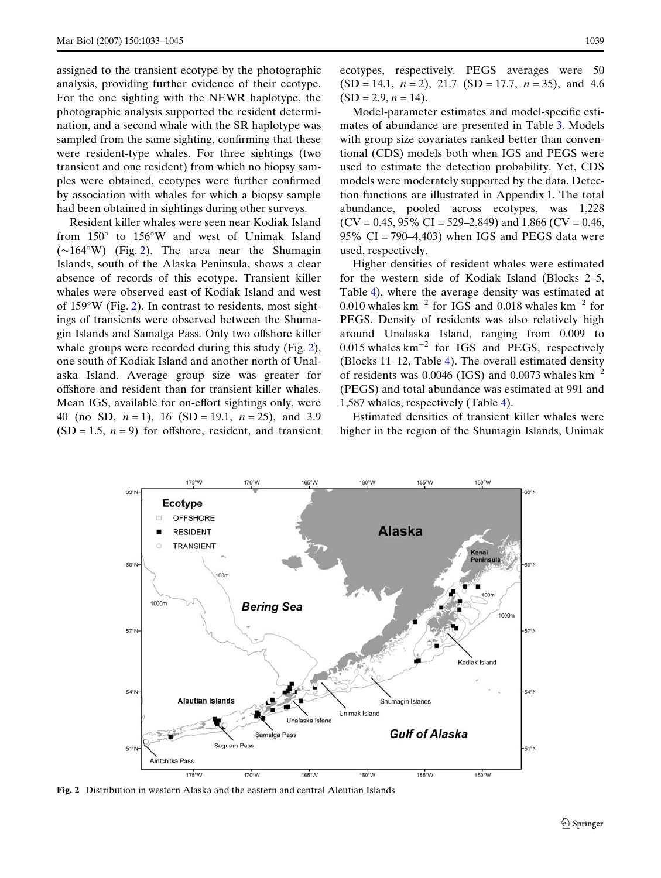assigned to the transient ecotype by the photographic analysis, providing further evidence of their ecotype. For the one sighting with the NEWR haplotype, the photographic analysis supported the resident determination, and a second whale with the SR haplotype was sampled from the same sighting, confirming that these were resident-type whales. For three sightings (two transient and one resident) from which no biopsy samples were obtained, ecotypes were further confirmed by association with whales for which a biopsy sample had been obtained in sightings during other surveys.

Resident killer whales were seen near Kodiak Island from 150° to 156°W and west of Unimak Island (~164°W) (Fig. 2). The area near the Shumagin Islands, south of the Alaska Peninsula, shows a clear absence of records of this ecotype. Transient killer whales were observed east of Kodiak Island and west of 159°W (Fig. 2). In contrast to residents, most sightings of transients were observed between the Shumagin Islands and Samalga Pass. Only two offshore killer whale groups were recorded during this study (Fig. 2), one south of Kodiak Island and another north of Unalaska Island. Average group size was greater for offshore and resident than for transient killer whales. Mean IGS, available for on-effort sightings only, were 40 (no SD, $n = 1$), 16 (SD = 19.1, $n = 25$), and 3.9 (SD = 1.5, $n = 9$) for offshore, resident, and transient ecotypes, respectively. PEGS averages were 50 (SD = 14.1, $n = 2$), 21.7 (SD = 17.7, $n = 35$), and 4.6 (SD = 2.9, $n = 14$).

Model-parameter estimates and model-specific estimates of abundance are presented in Table 3. Models with group size covariates ranked better than conventional (CDS) models both when IGS and PEGS were used to estimate the detection probability. Yet, CDS models were moderately supported by the data. Detection functions are illustrated in Appendix 1. The total abundance, pooled across ecotypes, was 1,228 (CV = 0.45, 95% CI = 529–2,849) and 1,866 (CV = 0.46, 95% CI = 790–4,403) when IGS and PEGS data were used, respectively.

Higher densities of resident whales were estimated for the western side of Kodiak Island (Blocks 2–5, Table 4), where the average density was estimated at 0.010 whales $km^{-2}$ for IGS and 0.018 whales $km^{-2}$ for PEGS. Density of residents was also relatively high around Unalaska Island, ranging from 0.009 to 0.015 whales $km^{-2}$ for IGS and PEGS, respectively (Blocks 11–12, Table 4). The overall estimated density of residents was 0.0046 (IGS) and 0.0073 whales $km^{-2}$ (PEGS) and total abundance was estimated at 991 and 1,587 whales, respectively (Table 4).

Estimated densities of transient killer whales were higher in the region of the Shumagin Islands, Unimak

**Fig. 2** Distribution in western Alaska and the eastern and central Aleutian Islands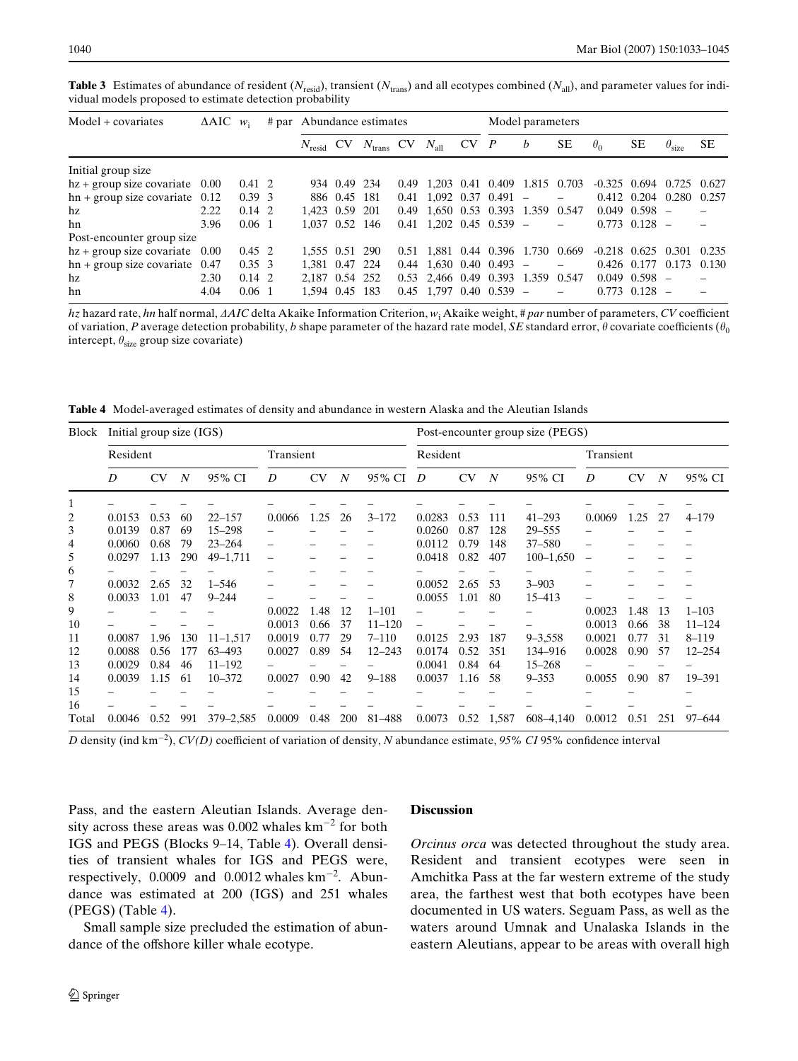**Table 3** Estimates of abundance of resident ($N_{resid}$), transient ($N_{trans}$) and all ecotypes combined ($N_{all}$), and parameter values for individual models proposed to estimate detection probability

| Model + covariates | ΔAIC | $w_i$ | # par | Abundance estimates | | | | | | Model parameters | | | | | | |
|---|---|---|---|---|---|---|---|---|---|---|---|---|---|---|---|---|
| | | | | $N_{resid}$ | CV | $N_{trans}$ | CV | $N_{all}$ | CV | $P$ | $b$ | SE | $\theta_0$ | SE | $\theta_{size}$ | SE |
| Initial group size | | | | | | | | | | | | | | | | |
| hz + group size covariate | 0.00 | 0.41 | 2 | 934 | 0.49 | 234 | 0.49 | 1,203 | 0.41 | 0.409 | 1.815 | 0.703 | -0.325 | 0.694 | 0.725 | 0.627 |
| hn + group size covariate | 0.12 | 0.39 | 3 | 886 | 0.45 | 181 | 0.41 | 1,092 | 0.37 | 0.491 | – | – | 0.412 | 0.204 | 0.280 | 0.257 |
| hz | 2.22 | 0.14 | 2 | 1,423 | 0.59 | 201 | 0.49 | 1,650 | 0.53 | 0.393 | 1.359 | 0.547 | 0.049 | 0.598 | – | – |
| hn | 3.96 | 0.06 | 1 | 1,037 | 0.52 | 146 | 0.41 | 1,202 | 0.45 | 0.539 | – | – | 0.773 | 0.128 | – | – |
| Post-encounter group size | | | | | | | | | | | | | | | | |
| hz + group size covariate | 0.00 | 0.45 | 2 | 1,555 | 0.51 | 290 | 0.51 | 1,881 | 0.44 | 0.396 | 1.730 | 0.669 | -0.218 | 0.625 | 0.301 | 0.235 |
| hn + group size covariate | 0.47 | 0.35 | 3 | 1,381 | 0.47 | 224 | 0.44 | 1,630 | 0.40 | 0.493 | – | – | 0.426 | 0.177 | 0.173 | 0.130 |
| hz | 2.30 | 0.14 | 2 | 2,187 | 0.54 | 252 | 0.53 | 2,466 | 0.49 | 0.393 | 1.359 | 0.547 | 0.049 | 0.598 | – | – |
| hn | 4.04 | 0.06 | 1 | 1,594 | 0.45 | 183 | 0.45 | 1,797 | 0.40 | 0.539 | – | – | 0.773 | 0.128 | – | – |

*hz* hazard rate, *hn* half normal, *ΔAIC* delta Akaike Information Criterion, $w_i$ Akaike weight, *# par* number of parameters, *CV* coefficient of variation, *P* average detection probability, *b* shape parameter of the hazard rate model, *SE* standard error, *θ* covariate coefficients ($\theta_0$ intercept, $\theta_{size}$ group size covariate)

**Table 4** Model-averaged estimates of density and abundance in western Alaska and the Aleutian Islands

| Block | Initial group size (IGS) | | | | | | | | Post-encounter group size (PEGS) | | | | | | | |
|---|---|---|---|---|---|---|---|---|---|---|---|---|---|---|---|---|
| | Resident | | | | Transient | | | | Resident | | | | Transient | | | |
| | *D* | CV | *N* | 95% CI | *D* | CV | *N* | 95% CI | *D* | CV | *N* | 95% CI | *D* | CV | *N* | 95% CI |
| 1 | – | – | – | – | – | – | – | – | – | – | – | – | – | – | – | – |
| 2 | 0.0153 | 0.53 | 60 | 22–157 | 0.0066 | 1.25 | 26 | 3–172 | 0.0283 | 0.53 | 111 | 41–293 | 0.0069 | 1.25 | 27 | 4–179 |
| 3 | 0.0139 | 0.87 | 69 | 15–298 | – | – | – | – | 0.0260 | 0.87 | 128 | 29–555 | – | – | – | – |
| 4 | 0.0060 | 0.68 | 79 | 23–264 | – | – | – | – | 0.0112 | 0.79 | 148 | 37–580 | – | – | – | – |
| 5 | 0.0297 | 1.13 | 290 | 49–1,711 | – | – | – | – | 0.0418 | 0.82 | 407 | 100–1,650 | – | – | – | – |
| 6 | – | – | – | – | – | – | – | – | – | – | – | – | – | – | – | – |
| 7 | 0.0032 | 2.65 | 32 | 1–546 | – | – | – | – | 0.0052 | 2.65 | 53 | 3–903 | – | – | – | – |
| 8 | 0.0033 | 1.01 | 47 | 9–244 | – | – | – | – | 0.0055 | 1.01 | 80 | 15–413 | – | – | – | – |
| 9 | – | – | – | – | 0.0022 | 1.48 | 12 | 1–101 | – | – | – | – | 0.0023 | 1.48 | 13 | 1–103 |
| 10 | – | – | – | – | 0.0013 | 0.66 | 37 | 11–120 | – | – | – | – | 0.0013 | 0.66 | 38 | 11–124 |
| 11 | 0.0087 | 1.96 | 130 | 11–1,517 | 0.0019 | 0.77 | 29 | 7–110 | 0.0125 | 2.93 | 187 | 9–3,558 | 0.0021 | 0.77 | 31 | 8–119 |
| 12 | 0.0088 | 0.56 | 177 | 63–493 | 0.0027 | 0.89 | 54 | 12–243 | 0.0174 | 0.52 | 351 | 134–916 | 0.0028 | 0.90 | 57 | 12–254 |
| 13 | 0.0029 | 0.84 | 46 | 11–192 | – | – | – | – | 0.0041 | 0.84 | 64 | 15–268 | – | – | – | – |
| 14 | 0.0039 | 1.15 | 61 | 10–372 | 0.0027 | 0.90 | 42 | 9–188 | 0.0037 | 1.16 | 58 | 9–353 | 0.0055 | 0.90 | 87 | 19–391 |
| 15 | – | – | – | – | – | – | – | – | – | – | – | – | – | – | – | – |
| 16 | – | – | – | – | – | – | – | – | – | – | – | – | – | – | – | – |
| Total | 0.0046 | 0.52 | 991 | 379–2,585 | 0.0009 | 0.48 | 200 | 81–488 | 0.0073 | 0.52 | 1,587 | 608–4,140 | 0.0012 | 0.51 | 251 | 97–644 |

*D* density (ind km$^{-2}$), *CV(D)* coefficient of variation of density, *N* abundance estimate, *95% CI* 95% confidence interval

Pass, and the eastern Aleutian Islands. Average density across these areas was 0.002 whales km$^{-2}$ for both IGS and PEGS (Blocks 9–14, Table 4). Overall densities of transient whales for IGS and PEGS were, respectively, 0.0009 and 0.0012 whales km$^{-2}$. Abundance was estimated at 200 (IGS) and 251 whales (PEGS) (Table 4).

Small sample size precluded the estimation of abundance of the offshore killer whale ecotype.

## Discussion

*Orcinus orca* was detected throughout the study area. Resident and transient ecotypes were seen in Amchitka Pass at the far western extreme of the study area, the farthest west that both ecotypes have been documented in US waters. Seguam Pass, as well as the waters around Umnak and Unalaska Islands in the eastern Aleutians, appear to be areas with overall high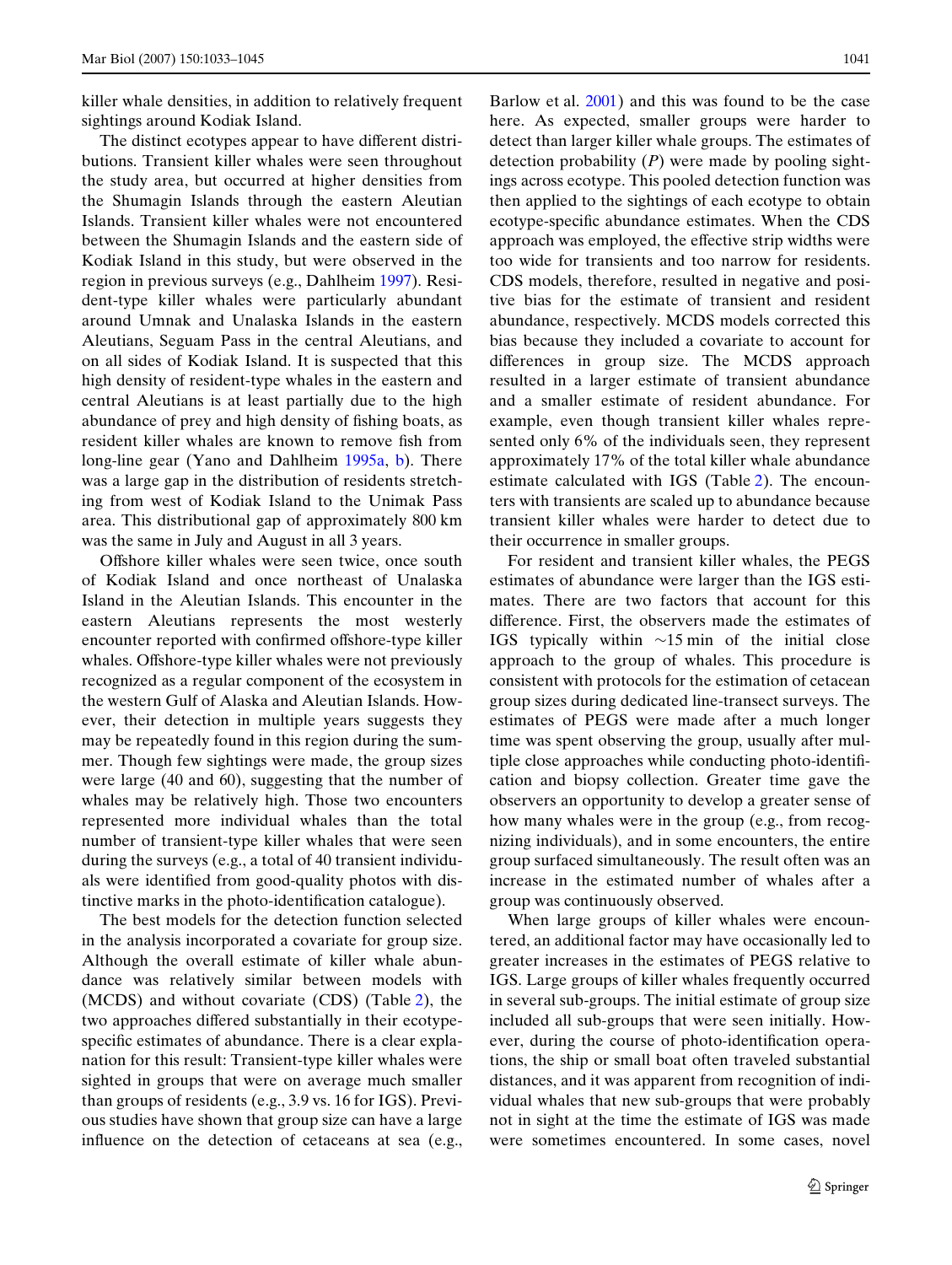killer whale densities, in addition to relatively frequent sightings around Kodiak Island.

The distinct ecotypes appear to have different distributions. Transient killer whales were seen throughout the study area, but occurred at higher densities from the Shumagin Islands through the eastern Aleutian Islands. Transient killer whales were not encountered between the Shumagin Islands and the eastern side of Kodiak Island in this study, but were observed in the region in previous surveys (e.g., Dahlheim 1997). Resident-type killer whales were particularly abundant around Umnak and Unalaska Islands in the eastern Aleutians, Seguam Pass in the central Aleutians, and on all sides of Kodiak Island. It is suspected that this high density of resident-type whales in the eastern and central Aleutians is at least partially due to the high abundance of prey and high density of fishing boats, as resident killer whales are known to remove fish from long-line gear (Yano and Dahlheim 1995a, b). There was a large gap in the distribution of residents stretching from west of Kodiak Island to the Unimak Pass area. This distributional gap of approximately 800 km was the same in July and August in all 3 years.

Offshore killer whales were seen twice, once south of Kodiak Island and once northeast of Unalaska Island in the Aleutian Islands. This encounter in the eastern Aleutians represents the most westerly encounter reported with confirmed offshore-type killer whales. Offshore-type killer whales were not previously recognized as a regular component of the ecosystem in the western Gulf of Alaska and Aleutian Islands. However, their detection in multiple years suggests they may be repeatedly found in this region during the summer. Though few sightings were made, the group sizes were large (40 and 60), suggesting that the number of whales may be relatively high. Those two encounters represented more individual whales than the total number of transient-type killer whales that were seen during the surveys (e.g., a total of 40 transient individuals were identified from good-quality photos with distinctive marks in the photo-identification catalogue).

The best models for the detection function selected in the analysis incorporated a covariate for group size. Although the overall estimate of killer whale abundance was relatively similar between models with (MCDS) and without covariate (CDS) (Table 2), the two approaches differed substantially in their ecotype-specific estimates of abundance. There is a clear explanation for this result: Transient-type killer whales were sighted in groups that were on average much smaller than groups of residents (e.g., 3.9 vs. 16 for IGS). Previous studies have shown that group size can have a large influence on the detection of cetaceans at sea (e.g., Barlow et al. 2001) and this was found to be the case here. As expected, smaller groups were harder to detect than larger killer whale groups. The estimates of detection probability ($P$) were made by pooling sightings across ecotype. This pooled detection function was then applied to the sightings of each ecotype to obtain ecotype-specific abundance estimates. When the CDS approach was employed, the effective strip widths were too wide for transients and too narrow for residents. CDS models, therefore, resulted in negative and positive bias for the estimate of transient and resident abundance, respectively. MCDS models corrected this bias because they included a covariate to account for differences in group size. The MCDS approach resulted in a larger estimate of transient abundance and a smaller estimate of resident abundance. For example, even though transient killer whales represented only 6% of the individuals seen, they represent approximately 17% of the total killer whale abundance estimate calculated with IGS (Table 2). The encounters with transients are scaled up to abundance because transient killer whales were harder to detect due to their occurrence in smaller groups.

For resident and transient killer whales, the PEGS estimates of abundance were larger than the IGS estimates. There are two factors that account for this difference. First, the observers made the estimates of IGS typically within ~15 min of the initial close approach to the group of whales. This procedure is consistent with protocols for the estimation of cetacean group sizes during dedicated line-transect surveys. The estimates of PEGS were made after a much longer time was spent observing the group, usually after multiple close approaches while conducting photo-identification and biopsy collection. Greater time gave the observers an opportunity to develop a greater sense of how many whales were in the group (e.g., from recognizing individuals), and in some encounters, the entire group surfaced simultaneously. The result often was an increase in the estimated number of whales after a group was continuously observed.

When large groups of killer whales were encountered, an additional factor may have occasionally led to greater increases in the estimates of PEGS relative to IGS. Large groups of killer whales frequently occurred in several sub-groups. The initial estimate of group size included all sub-groups that were seen initially. However, during the course of photo-identification operations, the ship or small boat often traveled substantial distances, and it was apparent from recognition of individual whales that new sub-groups that were probably not in sight at the time the estimate of IGS was made were sometimes encountered. In some cases, novel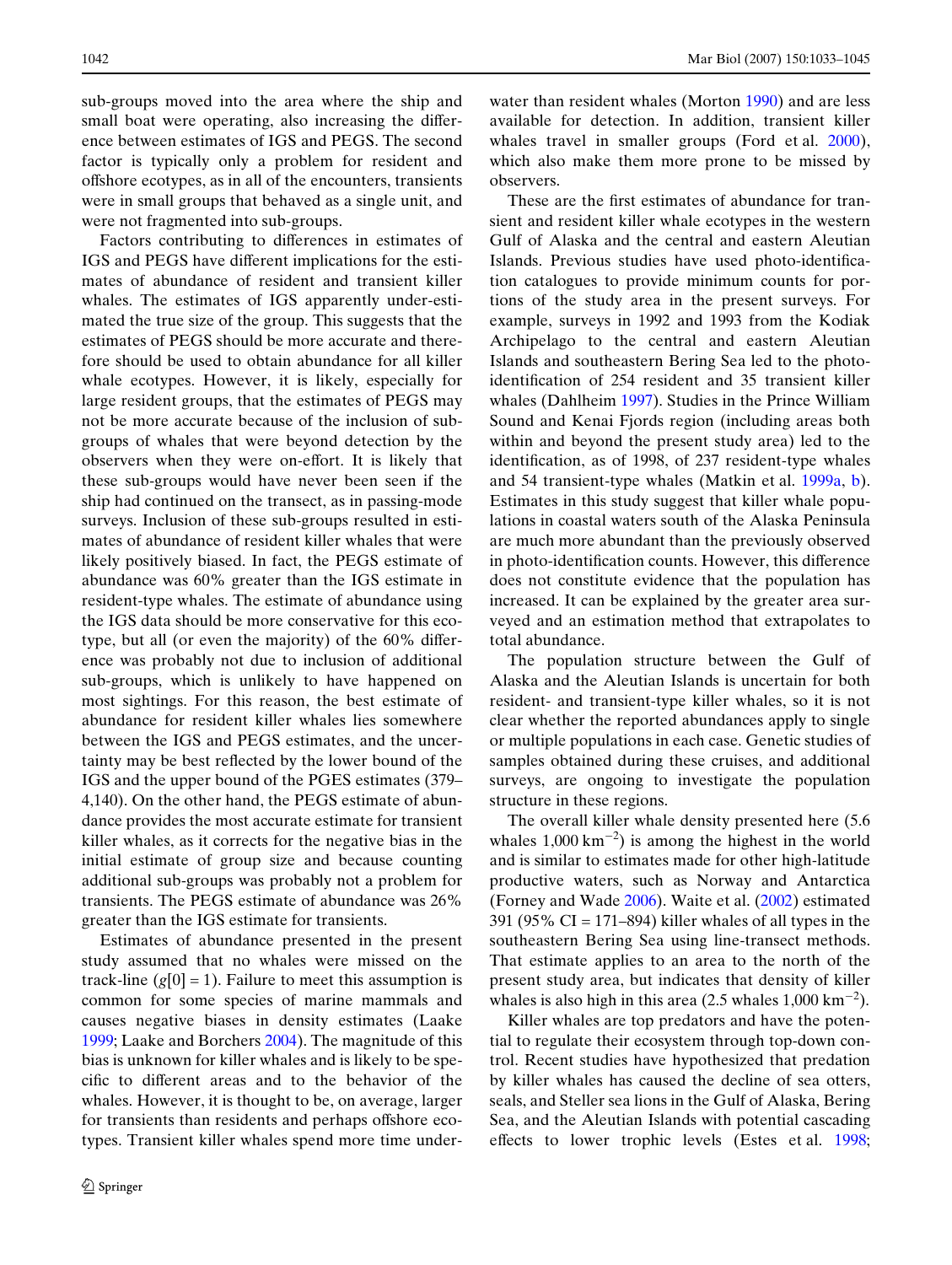sub-groups moved into the area where the ship and small boat were operating, also increasing the difference between estimates of IGS and PEGS. The second factor is typically only a problem for resident and offshore ecotypes, as in all of the encounters, transients were in small groups that behaved as a single unit, and were not fragmented into sub-groups.

Factors contributing to differences in estimates of IGS and PEGS have different implications for the estimates of abundance of resident and transient killer whales. The estimates of IGS apparently under-estimated the true size of the group. This suggests that the estimates of PEGS should be more accurate and therefore should be used to obtain abundance for all killer whale ecotypes. However, it is likely, especially for large resident groups, that the estimates of PEGS may not be more accurate because of the inclusion of sub-groups of whales that were beyond detection by the observers when they were on-effort. It is likely that these sub-groups would have never been seen if the ship had continued on the transect, as in passing-mode surveys. Inclusion of these sub-groups resulted in estimates of abundance of resident killer whales that were likely positively biased. In fact, the PEGS estimate of abundance was 60% greater than the IGS estimate in resident-type whales. The estimate of abundance using the IGS data should be more conservative for this ecotype, but all (or even the majority) of the 60% difference was probably not due to inclusion of additional sub-groups, which is unlikely to have happened on most sightings. For this reason, the best estimate of abundance for resident killer whales lies somewhere between the IGS and PEGS estimates, and the uncertainty may be best reflected by the lower bound of the IGS and the upper bound of the PGES estimates (379–4,140). On the other hand, the PEGS estimate of abundance provides the most accurate estimate for transient killer whales, as it corrects for the negative bias in the initial estimate of group size and because counting additional sub-groups was probably not a problem for transients. The PEGS estimate of abundance was 26% greater than the IGS estimate for transients.

Estimates of abundance presented in the present study assumed that no whales were missed on the track-line ($g[0] = 1$). Failure to meet this assumption is common for some species of marine mammals and causes negative biases in density estimates (Laake 1999; Laake and Borchers 2004). The magnitude of this bias is unknown for killer whales and is likely to be specific to different areas and to the behavior of the whales. However, it is thought to be, on average, larger for transients than residents and perhaps offshore ecotypes. Transient killer whales spend more time underwater than resident whales (Morton 1990) and are less available for detection. In addition, transient killer whales travel in smaller groups (Ford et al. 2000), which also make them more prone to be missed by observers.

These are the first estimates of abundance for transient and resident killer whale ecotypes in the western Gulf of Alaska and the central and eastern Aleutian Islands. Previous studies have used photo-identification catalogues to provide minimum counts for portions of the study area in the present surveys. For example, surveys in 1992 and 1993 from the Kodiak Archipelago to the central and eastern Aleutian Islands and southeastern Bering Sea led to the photo-identification of 254 resident and 35 transient killer whales (Dahlheim 1997). Studies in the Prince William Sound and Kenai Fjords region (including areas both within and beyond the present study area) led to the identification, as of 1998, of 237 resident-type whales and 54 transient-type whales (Matkin et al. 1999a, b). Estimates in this study suggest that killer whale populations in coastal waters south of the Alaska Peninsula are much more abundant than the previously observed in photo-identification counts. However, this difference does not constitute evidence that the population has increased. It can be explained by the greater area surveyed and an estimation method that extrapolates to total abundance.

The population structure between the Gulf of Alaska and the Aleutian Islands is uncertain for both resident- and transient-type killer whales, so it is not clear whether the reported abundances apply to single or multiple populations in each case. Genetic studies of samples obtained during these cruises, and additional surveys, are ongoing to investigate the population structure in these regions.

The overall killer whale density presented here (5.6 whales 1,000 $km^{-2}$) is among the highest in the world and is similar to estimates made for other high-latitude productive waters, such as Norway and Antarctica (Forney and Wade 2006). Waite et al. (2002) estimated 391 (95% CI = 171–894) killer whales of all types in the southeastern Bering Sea using line-transect methods. That estimate applies to an area to the north of the present study area, but indicates that density of killer whales is also high in this area (2.5 whales 1,000 $km^{-2}$).

Killer whales are top predators and have the potential to regulate their ecosystem through top-down control. Recent studies have hypothesized that predation by killer whales has caused the decline of sea otters, seals, and Steller sea lions in the Gulf of Alaska, Bering Sea, and the Aleutian Islands with potential cascading effects to lower trophic levels (Estes et al. 1998;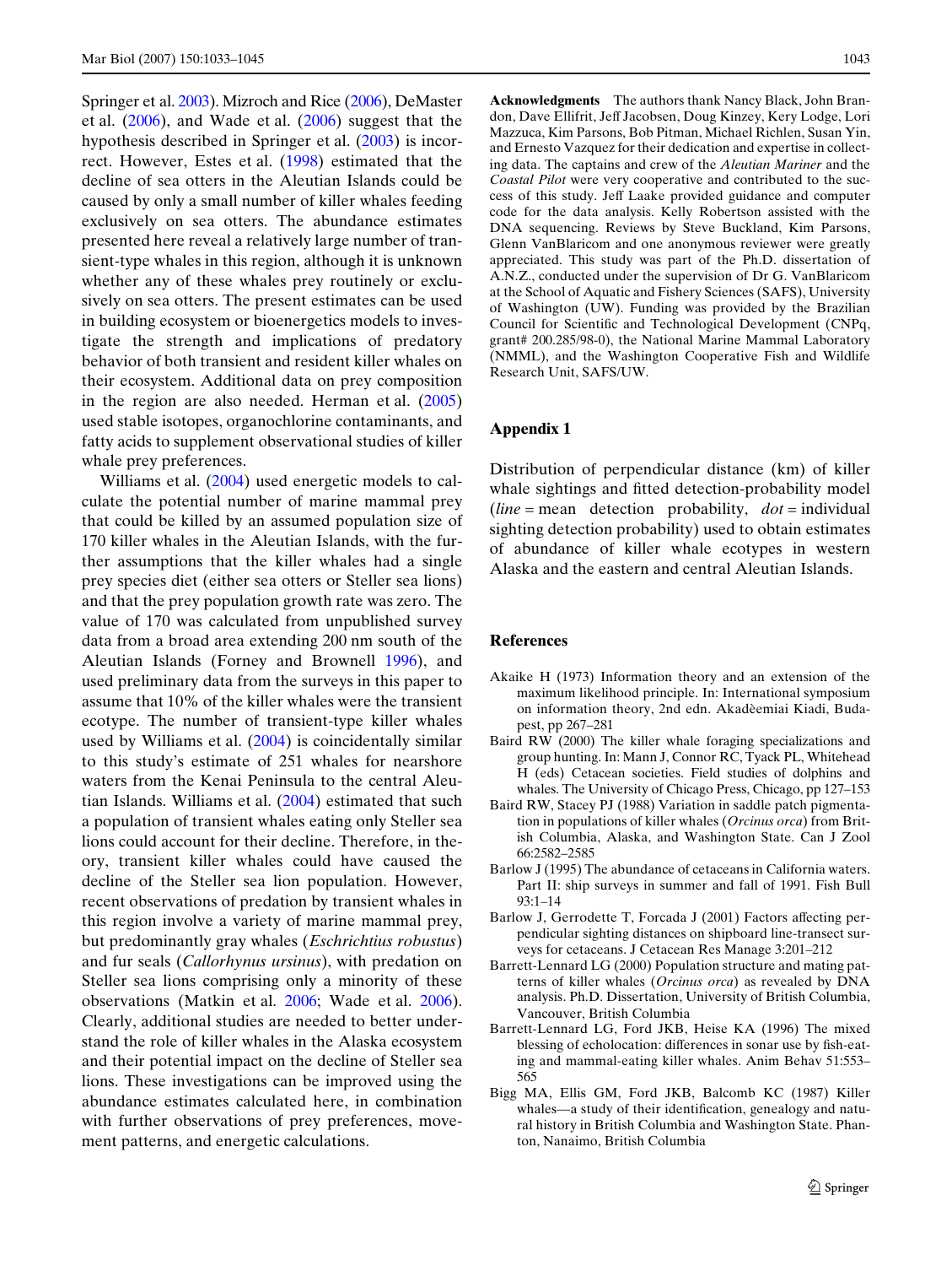Springer et al. 2003). Mizroch and Rice (2006), DeMaster et al. (2006), and Wade et al. (2006) suggest that the hypothesis described in Springer et al. (2003) is incorrect. However, Estes et al. (1998) estimated that the decline of sea otters in the Aleutian Islands could be caused by only a small number of killer whales feeding exclusively on sea otters. The abundance estimates presented here reveal a relatively large number of transient-type whales in this region, although it is unknown whether any of these whales prey routinely or exclusively on sea otters. The present estimates can be used in building ecosystem or bioenergetics models to investigate the strength and implications of predatory behavior of both transient and resident killer whales on their ecosystem. Additional data on prey composition in the region are also needed. Herman et al. (2005) used stable isotopes, organochlorine contaminants, and fatty acids to supplement observational studies of killer whale prey preferences.

Williams et al. (2004) used energetic models to calculate the potential number of marine mammal prey that could be killed by an assumed population size of 170 killer whales in the Aleutian Islands, with the further assumptions that the killer whales had a single prey species diet (either sea otters or Steller sea lions) and that the prey population growth rate was zero. The value of 170 was calculated from unpublished survey data from a broad area extending 200 nm south of the Aleutian Islands (Forney and Brownell 1996), and used preliminary data from the surveys in this paper to assume that 10% of the killer whales were the transient ecotype. The number of transient-type killer whales used by Williams et al. (2004) is coincidentally similar to this study's estimate of 251 whales for nearshore waters from the Kenai Peninsula to the central Aleutian Islands. Williams et al. (2004) estimated that such a population of transient whales eating only Steller sea lions could account for their decline. Therefore, in theory, transient killer whales could have caused the decline of the Steller sea lion population. However, recent observations of predation by transient whales in this region involve a variety of marine mammal prey, but predominantly gray whales (*Eschrichtius robustus*) and fur seals (*Callorhynus ursinus*), with predation on Steller sea lions comprising only a minority of these observations (Matkin et al. 2006; Wade et al. 2006). Clearly, additional studies are needed to better understand the role of killer whales in the Alaska ecosystem and their potential impact on the decline of Steller sea lions. These investigations can be improved using the abundance estimates calculated here, in combination with further observations of prey preferences, movement patterns, and energetic calculations.

**Acknowledgments** The authors thank Nancy Black, John Brandon, Dave Ellifrit, Jeff Jacobsen, Doug Kinzey, Kery Lodge, Lori Mazzuca, Kim Parsons, Bob Pitman, Michael Richlen, Susan Yin, and Ernesto Vazquez for their dedication and expertise in collecting data. The captains and crew of the *Aleutian Mariner* and the *Coastal Pilot* were very cooperative and contributed to the success of this study. Jeff Laake provided guidance and computer code for the data analysis. Kelly Robertson assisted with the DNA sequencing. Reviews by Steve Buckland, Kim Parsons, Glenn VanBlaricom and one anonymous reviewer were greatly appreciated. This study was part of the Ph.D. dissertation of A.N.Z., conducted under the supervision of Dr G. VanBlaricom at the School of Aquatic and Fishery Sciences (SAFS), University of Washington (UW). Funding was provided by the Brazilian Council for Scientific and Technological Development (CNPq, grant# 200.285/98-0), the National Marine Mammal Laboratory (NMML), and the Washington Cooperative Fish and Wildlife Research Unit, SAFS/UW.

## Appendix 1

Distribution of perpendicular distance (km) of killer whale sightings and fitted detection-probability model (*line* = mean detection probability, *dot* = individual sighting detection probability) used to obtain estimates of abundance of killer whale ecotypes in western Alaska and the eastern and central Aleutian Islands.

## References

Akaike H (1973) Information theory and an extension of the maximum likelihood principle. In: International symposium on information theory, 2nd edn. Akadèemiai Kiadi, Budapest, pp 267–281

Baird RW (2000) The killer whale foraging specializations and group hunting. In: Mann J, Connor RC, Tyack PL, Whitehead H (eds) Cetacean societies. Field studies of dolphins and whales. The University of Chicago Press, Chicago, pp 127–153

Baird RW, Stacey PJ (1988) Variation in saddle patch pigmentation in populations of killer whales (*Orcinus orca*) from British Columbia, Alaska, and Washington State. Can J Zool 66:2582–2585

Barlow J (1995) The abundance of cetaceans in California waters. Part II: ship surveys in summer and fall of 1991. Fish Bull 93:1–14

Barlow J, Gerrodette T, Forcada J (2001) Factors affecting perpendicular sighting distances on shipboard line-transect surveys for cetaceans. J Cetacean Res Manage 3:201–212

Barrett-Lennard LG (2000) Population structure and mating patterns of killer whales (*Orcinus orca*) as revealed by DNA analysis. Ph.D. Dissertation, University of British Columbia, Vancouver, British Columbia

Barrett-Lennard LG, Ford JKB, Heise KA (1996) The mixed blessing of echolocation: differences in sonar use by fish-eating and mammal-eating killer whales. Anim Behav 51:553–565

Bigg MA, Ellis GM, Ford JKB, Balcomb KC (1987) Killer whales—a study of their identification, genealogy and natural history in British Columbia and Washington State. Phanton, Nanaimo, British Columbia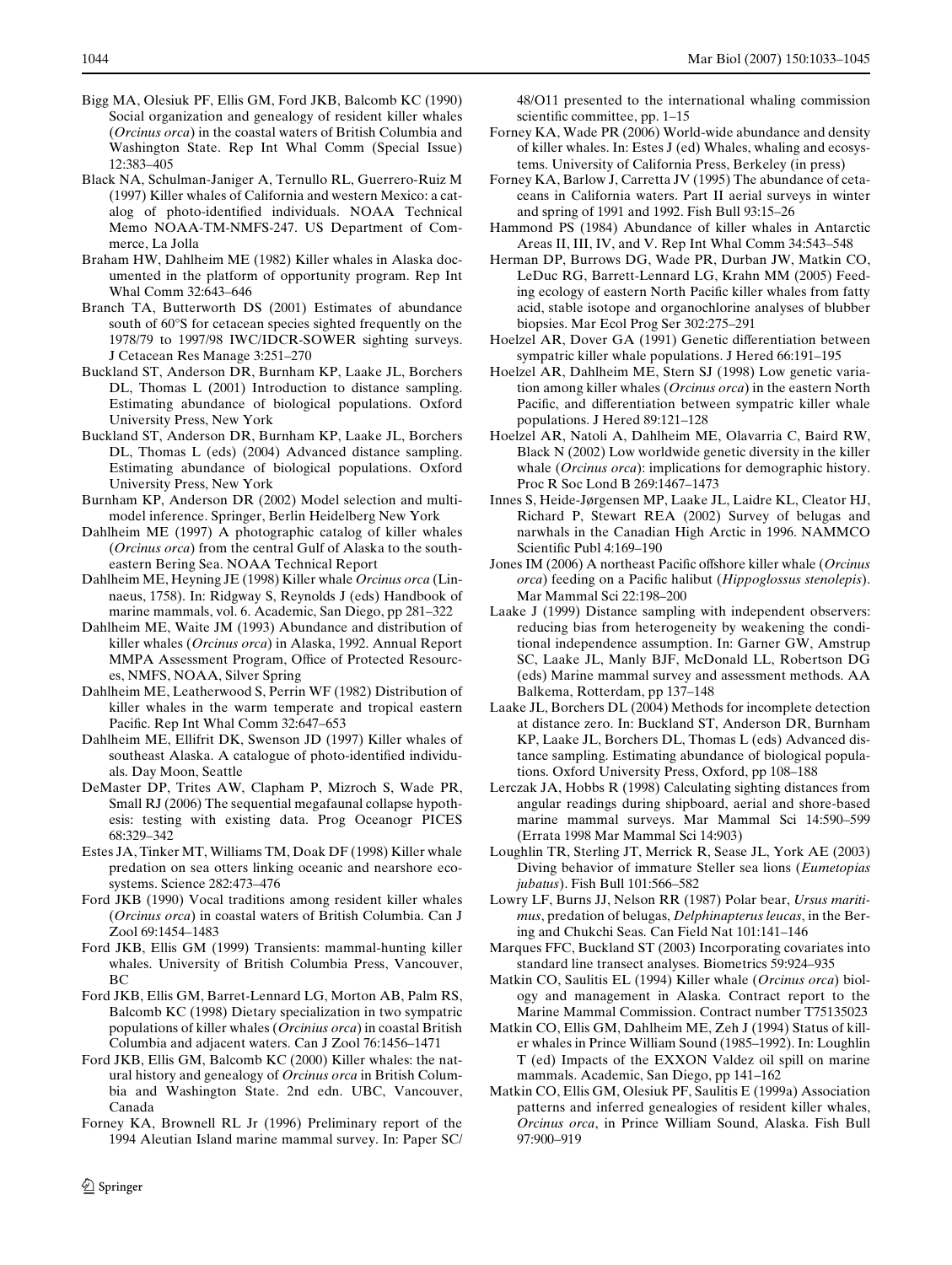Bigg MA, Olesiuk PF, Ellis GM, Ford JKB, Balcomb KC (1990) Social organization and genealogy of resident killer whales (*Orcinus orca*) in the coastal waters of British Columbia and Washington State. Rep Int Whal Comm (Special Issue) 12:383–405

Black NA, Schulman-Janiger A, Ternullo RL, Guerrero-Ruiz M (1997) Killer whales of California and western Mexico: a catalog of photo-identified individuals. NOAA Technical Memo NOAA-TM-NMFS-247. US Department of Commerce, La Jolla

Braham HW, Dahlheim ME (1982) Killer whales in Alaska documented in the platform of opportunity program. Rep Int Whal Comm 32:643–646

Branch TA, Butterworth DS (2001) Estimates of abundance south of 60°S for cetacean species sighted frequently on the 1978/79 to 1997/98 IWC/IDCR-SOWER sighting surveys. J Cetacean Res Manage 3:251–270

Buckland ST, Anderson DR, Burnham KP, Laake JL, Borchers DL, Thomas L (2001) Introduction to distance sampling. Estimating abundance of biological populations. Oxford University Press, New York

Buckland ST, Anderson DR, Burnham KP, Laake JL, Borchers DL, Thomas L (eds) (2004) Advanced distance sampling. Estimating abundance of biological populations. Oxford University Press, New York

Burnham KP, Anderson DR (2002) Model selection and multimodel inference. Springer, Berlin Heidelberg New York

Dahlheim ME (1997) A photographic catalog of killer whales (*Orcinus orca*) from the central Gulf of Alaska to the southeastern Bering Sea. NOAA Technical Report

Dahlheim ME, Heyning JE (1998) Killer whale *Orcinus orca* (Linnaeus, 1758). In: Ridgway S, Reynolds J (eds) Handbook of marine mammals, vol. 6. Academic, San Diego, pp 281–322

Dahlheim ME, Waite JM (1993) Abundance and distribution of killer whales (*Orcinus orca*) in Alaska, 1992. Annual Report MMPA Assessment Program, Office of Protected Resources, NMFS, NOAA, Silver Spring

Dahlheim ME, Leatherwood S, Perrin WF (1982) Distribution of killer whales in the warm temperate and tropical eastern Pacific. Rep Int Whal Comm 32:647–653

Dahlheim ME, Ellifrit DK, Swenson JD (1997) Killer whales of southeast Alaska. A catalogue of photo-identified individuals. Day Moon, Seattle

DeMaster DP, Trites AW, Clapham P, Mizroch S, Wade PR, Small RJ (2006) The sequential megafaunal collapse hypothesis: testing with existing data. Prog Oceanogr PICES 68:329–342

Estes JA, Tinker MT, Williams TM, Doak DF (1998) Killer whale predation on sea otters linking oceanic and nearshore ecosystems. Science 282:473–476

Ford JKB (1990) Vocal traditions among resident killer whales (*Orcinus orca*) in coastal waters of British Columbia. Can J Zool 69:1454–1483

Ford JKB, Ellis GM (1999) Transients: mammal-hunting killer whales. University of British Columbia Press, Vancouver, BC

Ford JKB, Ellis GM, Barret-Lennard LG, Morton AB, Palm RS, Balcomb KC (1998) Dietary specialization in two sympatric populations of killer whales (*Orcinius orca*) in coastal British Columbia and adjacent waters. Can J Zool 76:1456–1471

Ford JKB, Ellis GM, Balcomb KC (2000) Killer whales: the natural history and genealogy of *Orcinus orca* in British Columbia and Washington State. 2nd edn. UBC, Vancouver, Canada

Forney KA, Brownell RL Jr (1996) Preliminary report of the 1994 Aleutian Island marine mammal survey. In: Paper SC/48/O11 presented to the international whaling commission scientific committee, pp. 1–15

Forney KA, Wade PR (2006) World-wide abundance and density of killer whales. In: Estes J (ed) Whales, whaling and ecosystems. University of California Press, Berkeley (in press)

Forney KA, Barlow J, Carretta JV (1995) The abundance of cetaceans in California waters. Part II aerial surveys in winter and spring of 1991 and 1992. Fish Bull 93:15–26

Hammond PS (1984) Abundance of killer whales in Antarctic Areas II, III, IV, and V. Rep Int Whal Comm 34:543–548

Herman DP, Burrows DG, Wade PR, Durban JW, Matkin CO, LeDuc RG, Barrett-Lennard LG, Krahn MM (2005) Feeding ecology of eastern North Pacific killer whales from fatty acid, stable isotope and organochlorine analyses of blubber biopsies. Mar Ecol Prog Ser 302:275–291

Hoelzel AR, Dover GA (1991) Genetic differentiation between sympatric killer whale populations. J Hered 66:191–195

Hoelzel AR, Dahlheim ME, Stern SJ (1998) Low genetic variation among killer whales (*Orcinus orca*) in the eastern North Pacific, and differentiation between sympatric killer whale populations. J Hered 89:121–128

Hoelzel AR, Natoli A, Dahlheim ME, Olavarria C, Baird RW, Black N (2002) Low worldwide genetic diversity in the killer whale (*Orcinus orca*): implications for demographic history. Proc R Soc Lond B 269:1467–1473

Innes S, Heide-Jørgensen MP, Laake JL, Laidre KL, Cleator HJ, Richard P, Stewart REA (2002) Survey of belugas and narwhals in the Canadian High Arctic in 1996. NAMMCO Scientific Publ 4:169–190

Jones IM (2006) A northeast Pacific offshore killer whale (*Orcinus orca*) feeding on a Pacific halibut (*Hippoglossus stenolepis*). Mar Mammal Sci 22:198–200

Laake J (1999) Distance sampling with independent observers: reducing bias from heterogeneity by weakening the conditional independence assumption. In: Garner GW, Amstrup SC, Laake JL, Manly BJF, McDonald LL, Robertson DG (eds) Marine mammal survey and assessment methods. AA Balkema, Rotterdam, pp 137–148

Laake JL, Borchers DL (2004) Methods for incomplete detection at distance zero. In: Buckland ST, Anderson DR, Burnham KP, Laake JL, Borchers DL, Thomas L (eds) Advanced distance sampling. Estimating abundance of biological populations. Oxford University Press, Oxford, pp 108–188

Lerczak JA, Hobbs R (1998) Calculating sighting distances from angular readings during shipboard, aerial and shore-based marine mammal surveys. Mar Mammal Sci 14:590–599 (Errata 1998 Mar Mammal Sci 14:903)

Loughlin TR, Sterling JT, Merrick R, Sease JL, York AE (2003) Diving behavior of immature Steller sea lions (*Eumetopias jubatus*). Fish Bull 101:566–582

Lowry LF, Burns JJ, Nelson RR (1987) Polar bear, *Ursus maritimus*, predation of belugas, *Delphinapterus leucas*, in the Bering and Chukchi Seas. Can Field Nat 101:141–146

Marques FFC, Buckland ST (2003) Incorporating covariates into standard line transect analyses. Biometrics 59:924–935

Matkin CO, Saulitis EL (1994) Killer whale (*Orcinus orca*) biology and management in Alaska. Contract report to the Marine Mammal Commission. Contract number T75135023

Matkin CO, Ellis GM, Dahlheim ME, Zeh J (1994) Status of killer whales in Prince William Sound (1985–1992). In: Loughlin T (ed) Impacts of the EXXON Valdez oil spill on marine mammals. Academic, San Diego, pp 141–162

Matkin CO, Ellis GM, Olesiuk PF, Saulitis E (1999a) Association patterns and inferred genealogies of resident killer whales, *Orcinus orca*, in Prince William Sound, Alaska. Fish Bull 97:900–919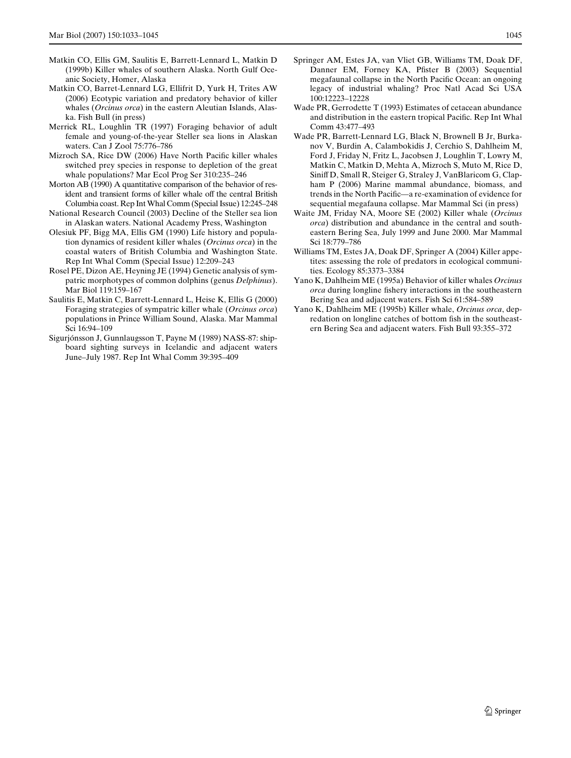Matkin CO, Ellis GM, Saulitis E, Barrett-Lennard L, Matkin D (1999b) Killer whales of southern Alaska. North Gulf Oceanic Society, Homer, Alaska

Matkin CO, Barret-Lennard LG, Ellifrit D, Yurk H, Trites AW (2006) Ecotypic variation and predatory behavior of killer whales (*Orcinus orca*) in the eastern Aleutian Islands, Alaska. Fish Bull (in press)

Merrick RL, Loughlin TR (1997) Foraging behavior of adult female and young-of-the-year Steller sea lions in Alaskan waters. Can J Zool 75:776–786

Mizroch SA, Rice DW (2006) Have North Pacific killer whales switched prey species in response to depletion of the great whale populations? Mar Ecol Prog Ser 310:235–246

Morton AB (1990) A quantitative comparison of the behavior of resident and transient forms of killer whale off the central British Columbia coast. Rep Int Whal Comm (Special Issue) 12:245–248

National Research Council (2003) Decline of the Steller sea lion in Alaskan waters. National Academy Press, Washington

Olesiuk PF, Bigg MA, Ellis GM (1990) Life history and population dynamics of resident killer whales (*Orcinus orca*) in the coastal waters of British Columbia and Washington State. Rep Int Whal Comm (Special Issue) 12:209–243

Rosel PE, Dizon AE, Heyning JE (1994) Genetic analysis of sympatric morphotypes of common dolphins (genus *Delphinus*). Mar Biol 119:159–167

Saulitis E, Matkin C, Barrett-Lennard L, Heise K, Ellis G (2000) Foraging strategies of sympatric killer whale (*Orcinus orca*) populations in Prince William Sound, Alaska. Mar Mammal Sci 16:94–109

Sigurjónsson J, Gunnlaugsson T, Payne M (1989) NASS-87: shipboard sighting surveys in Icelandic and adjacent waters June–July 1987. Rep Int Whal Comm 39:395–409

Springer AM, Estes JA, van Vliet GB, Williams TM, Doak DF, Danner EM, Forney KA, Pfister B (2003) Sequential megafaunal collapse in the North Pacific Ocean: an ongoing legacy of industrial whaling? Proc Natl Acad Sci USA 100:12223–12228

Wade PR, Gerrodette T (1993) Estimates of cetacean abundance and distribution in the eastern tropical Pacific. Rep Int Whal Comm 43:477–493

Wade PR, Barrett-Lennard LG, Black N, Brownell B Jr, Burkanov V, Burdin A, Calambokidis J, Cerchio S, Dahlheim M, Ford J, Friday N, Fritz L, Jacobsen J, Loughlin T, Lowry M, Matkin C, Matkin D, Mehta A, Mizroch S, Muto M, Rice D, Siniff D, Small R, Steiger G, Straley J, VanBlaricom G, Clapham P (2006) Marine mammal abundance, biomass, and trends in the North Pacific—a re-examination of evidence for sequential megafauna collapse. Mar Mammal Sci (in press)

Waite JM, Friday NA, Moore SE (2002) Killer whale (*Orcinus orca*) distribution and abundance in the central and southeastern Bering Sea, July 1999 and June 2000. Mar Mammal Sci 18:779–786

Williams TM, Estes JA, Doak DF, Springer A (2004) Killer appetites: assessing the role of predators in ecological communities. Ecology 85:3373–3384

Yano K, Dahlheim ME (1995a) Behavior of killer whales *Orcinus orca* during longline fishery interactions in the southeastern Bering Sea and adjacent waters. Fish Sci 61:584–589

Yano K, Dahlheim ME (1995b) Killer whale, *Orcinus orca*, depredation on longline catches of bottom fish in the southeastern Bering Sea and adjacent waters. Fish Bull 93:355–372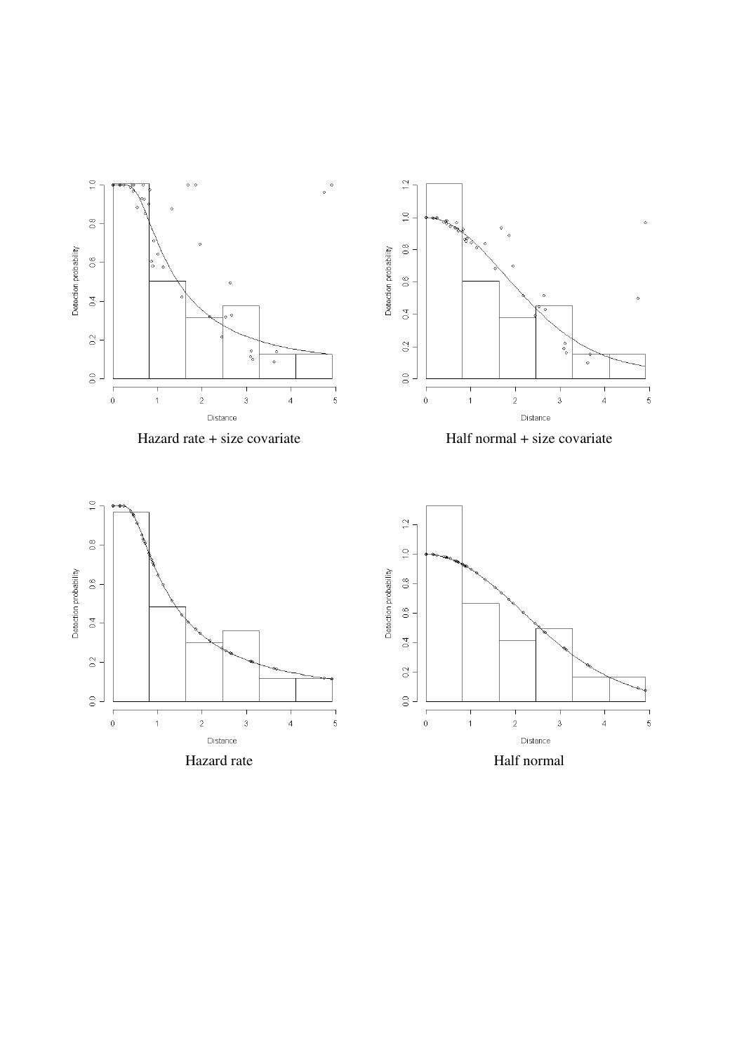Detection probability

Distance

0.0 0.2 0.4 0.6 0.8 1.0

0 1 2 3 4 5

Hazard rate + size covariate

Detection probability

Distance

0.0 0.2 0.4 0.6 0.8 1.0 1.2

0 1 2 3 4 5

Half normal + size covariate

Detection probability

Distance

0.0 0.2 0.4 0.6 0.8 1.0

0 1 2 3 4 5

Hazard rate

Detection probability

Distance

0.0 0.2 0.4 0.6 0.8 1.0 1.2

0 1 2 3 4 5

Half normal